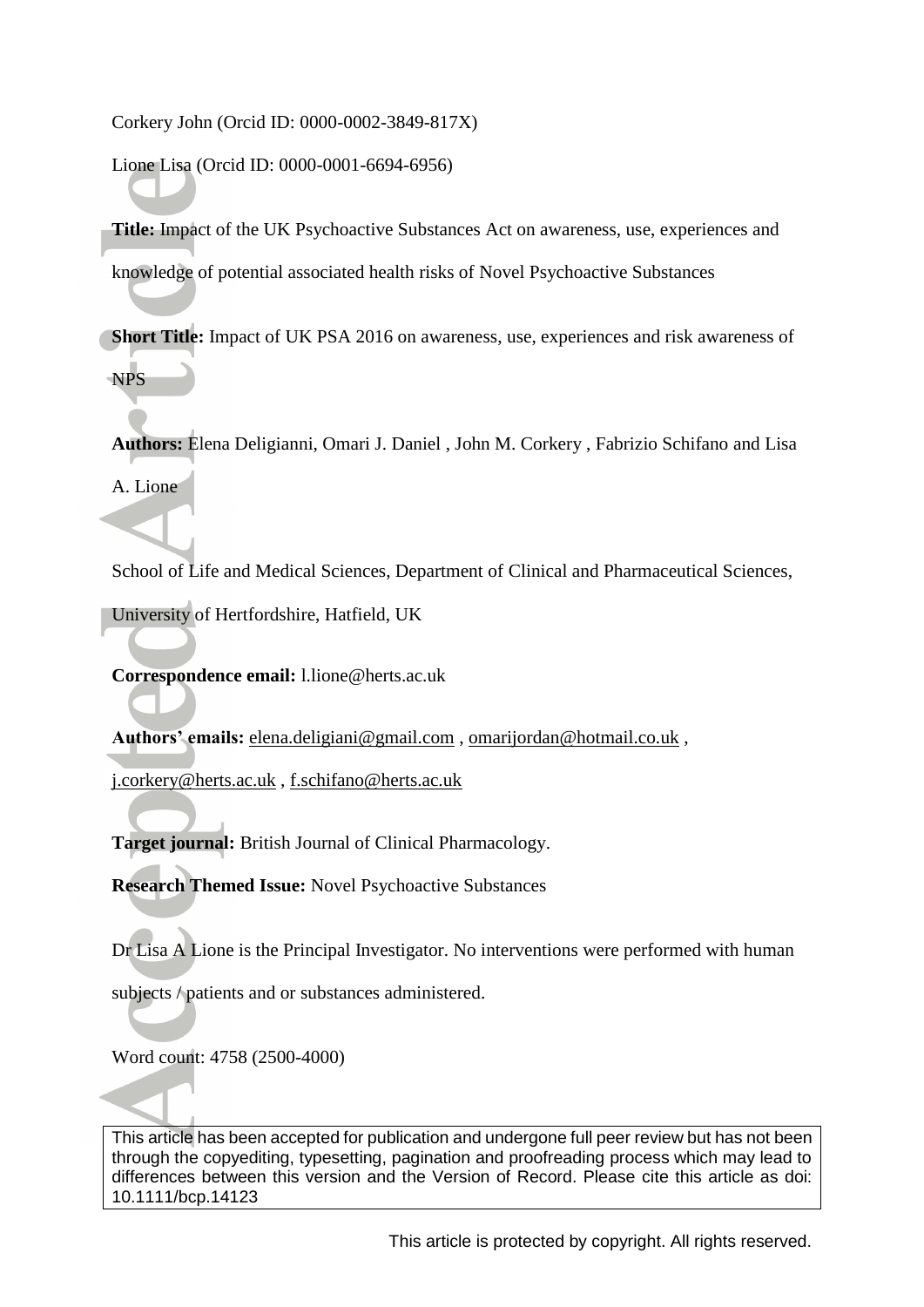Corkery John (Orcid ID: 0000-0002-3849-817X)

Lione Lisa (Orcid ID: 0000-0001-6694-6956)

**Title:** Impact of the UK Psychoactive Substances Act on awareness, use, experiences and knowledge of potential associated health risks of Novel Psychoactive Substances

**Short Title:** Impact of UK PSA 2016 on awareness, use, experiences and risk awareness of NPS

**Authors:** Elena Deligianni, Omari J. Daniel , John M. Corkery , Fabrizio Schifano and Lisa A. Lione

School of Life and Medical Sciences, Department of Clinical and Pharmaceutical Sciences, University of Hertfordshire, Hatfield, UK

**Correspondence email:** l.lione@herts.ac.uk

**Authors' emails:** elena.deligiani@gmail.com , omarijordan@hotmail.co.uk , j.corkery@herts.ac.uk , f.schifano@herts.ac.uk

**Target journal:** British Journal of Clinical Pharmacology.

**Research Themed Issue:** Novel Psychoactive Substances

Dr Lisa A Lione is the Principal Investigator. No interventions were performed with human subjects / patients and or substances administered.

Word count: 4758 (2500-4000)

This article has been accepted for publication and undergone full peer review but has not been through the copyediting, typesetting, pagination and proofreading process which may lead to differences between this version and the Version of Record. Please cite this article as doi: 10.1111/bcp.14123

This article is protected by copyright. All rights reserved.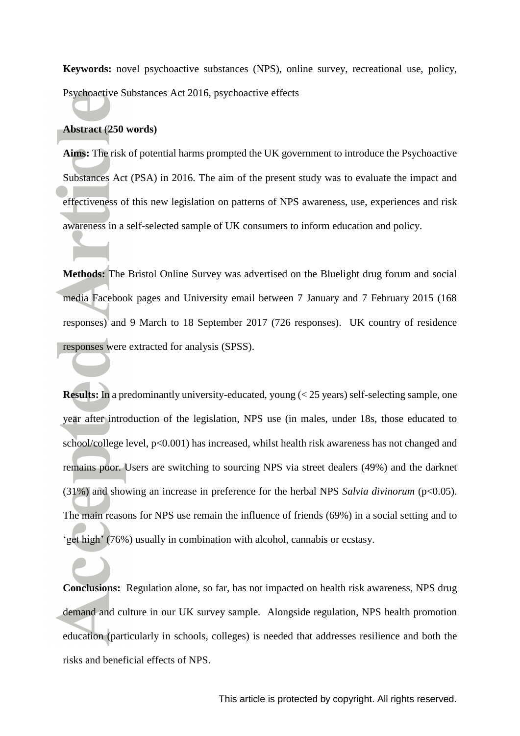**Keywords:** novel psychoactive substances (NPS), online survey, recreational use, policy, Psychoactive Substances Act 2016, psychoactive effects

**Abstract (250 words)**

**Aims:** The risk of potential harms prompted the UK government to introduce the Psychoactive Substances Act (PSA) in 2016. The aim of the present study was to evaluate the impact and effectiveness of this new legislation on patterns of NPS awareness, use, experiences and risk awareness in a self-selected sample of UK consumers to inform education and policy.

**Methods:** The Bristol Online Survey was advertised on the Bluelight drug forum and social media Facebook pages and University email between 7 January and 7 February 2015 (168 responses) and 9 March to 18 September 2017 (726 responses). UK country of residence responses were extracted for analysis (SPSS).

**Results:** In a predominantly university-educated, young (< 25 years) self-selecting sample, one year after introduction of the legislation, NPS use (in males, under 18s, those educated to school/college level, $p<0.001$) has increased, whilst health risk awareness has not changed and remains poor. Users are switching to sourcing NPS via street dealers (49%) and the darknet (31%) and showing an increase in preference for the herbal NPS *Salvia divinorum* ($p<0.05$). The main reasons for NPS use remain the influence of friends (69%) in a social setting and to 'get high' (76%) usually in combination with alcohol, cannabis or ecstasy.

**Conclusions:** Regulation alone, so far, has not impacted on health risk awareness, NPS drug demand and culture in our UK survey sample. Alongside regulation, NPS health promotion education (particularly in schools, colleges) is needed that addresses resilience and both the risks and beneficial effects of NPS.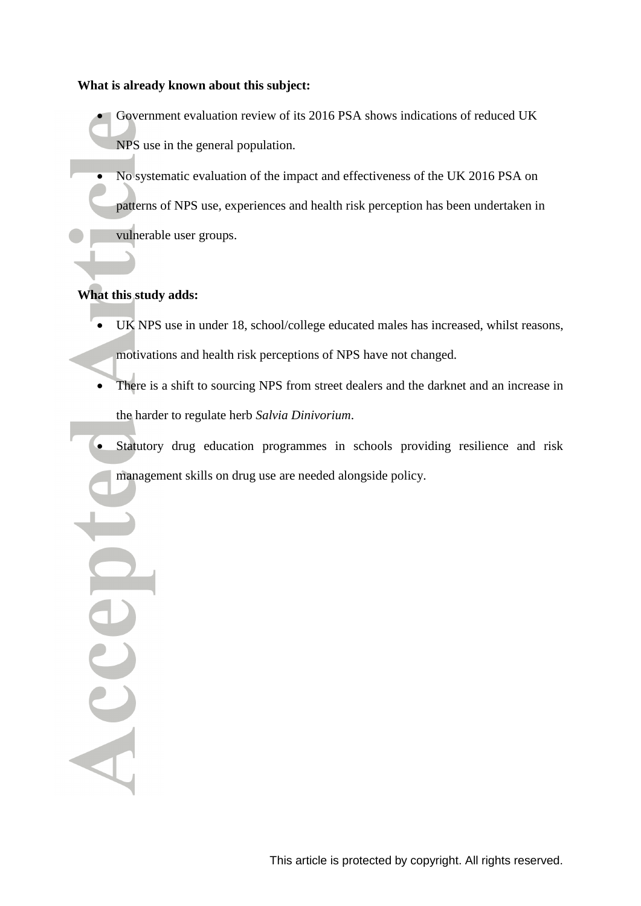**What is already known about this subject:**

- Government evaluation review of its 2016 PSA shows indications of reduced UK NPS use in the general population.
- No systematic evaluation of the impact and effectiveness of the UK 2016 PSA on patterns of NPS use, experiences and health risk perception has been undertaken in vulnerable user groups.

**What this study adds:**

- UK NPS use in under 18, school/college educated males has increased, whilst reasons, motivations and health risk perceptions of NPS have not changed.
- There is a shift to sourcing NPS from street dealers and the darknet and an increase in the harder to regulate herb *Salvia Dinivorium*.
- Statutory drug education programmes in schools providing resilience and risk management skills on drug use are needed alongside policy.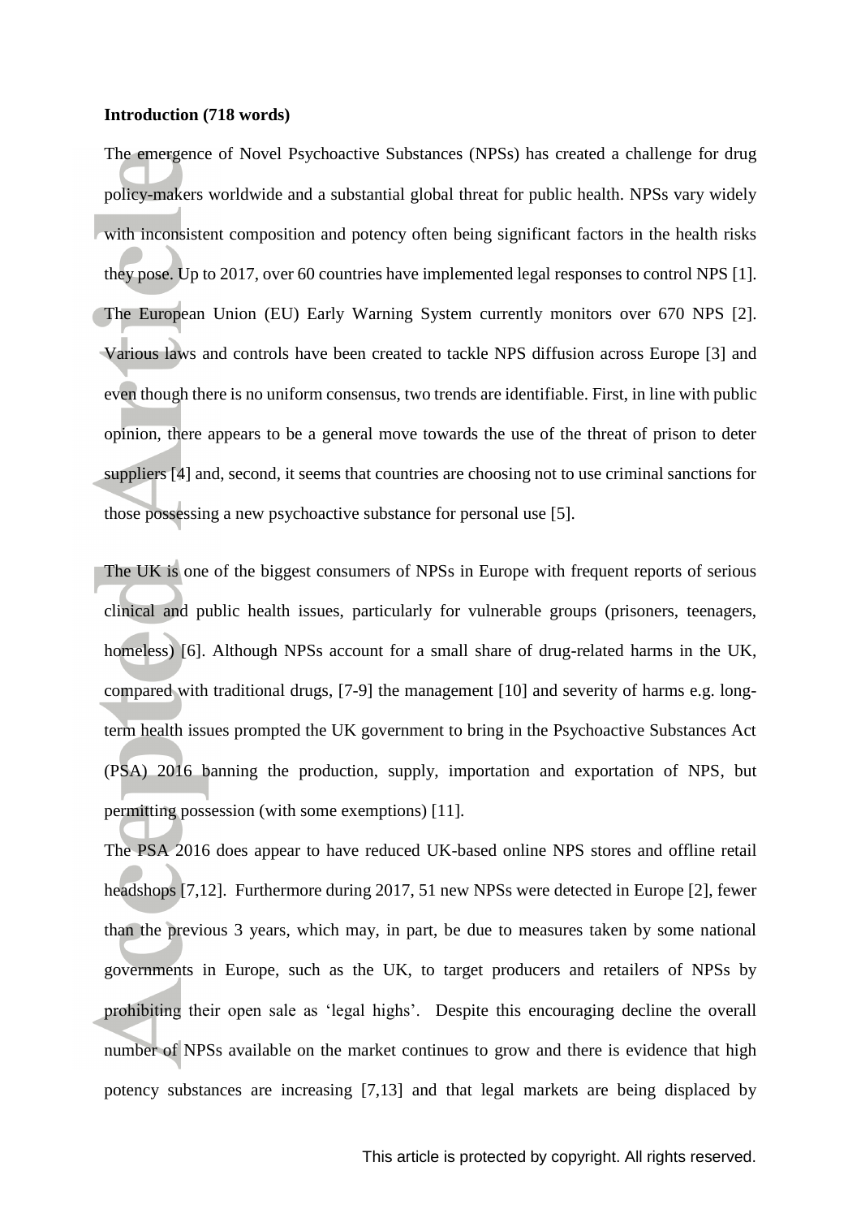**Introduction (718 words)**

The emergence of Novel Psychoactive Substances (NPSs) has created a challenge for drug policy-makers worldwide and a substantial global threat for public health. NPSs vary widely with inconsistent composition and potency often being significant factors in the health risks they pose. Up to 2017, over 60 countries have implemented legal responses to control NPS [1]. The European Union (EU) Early Warning System currently monitors over 670 NPS [2]. Various laws and controls have been created to tackle NPS diffusion across Europe [3] and even though there is no uniform consensus, two trends are identifiable. First, in line with public opinion, there appears to be a general move towards the use of the threat of prison to deter suppliers [4] and, second, it seems that countries are choosing not to use criminal sanctions for those possessing a new psychoactive substance for personal use [5].

The UK is one of the biggest consumers of NPSs in Europe with frequent reports of serious clinical and public health issues, particularly for vulnerable groups (prisoners, teenagers, homeless) [6]. Although NPSs account for a small share of drug-related harms in the UK, compared with traditional drugs, [7-9] the management [10] and severity of harms e.g. long-term health issues prompted the UK government to bring in the Psychoactive Substances Act (PSA) 2016 banning the production, supply, importation and exportation of NPS, but permitting possession (with some exemptions) [11].

The PSA 2016 does appear to have reduced UK-based online NPS stores and offline retail headshops [7,12]. Furthermore during 2017, 51 new NPSs were detected in Europe [2], fewer than the previous 3 years, which may, in part, be due to measures taken by some national governments in Europe, such as the UK, to target producers and retailers of NPSs by prohibiting their open sale as 'legal highs'. Despite this encouraging decline the overall number of NPSs available on the market continues to grow and there is evidence that high potency substances are increasing [7,13] and that legal markets are being displaced by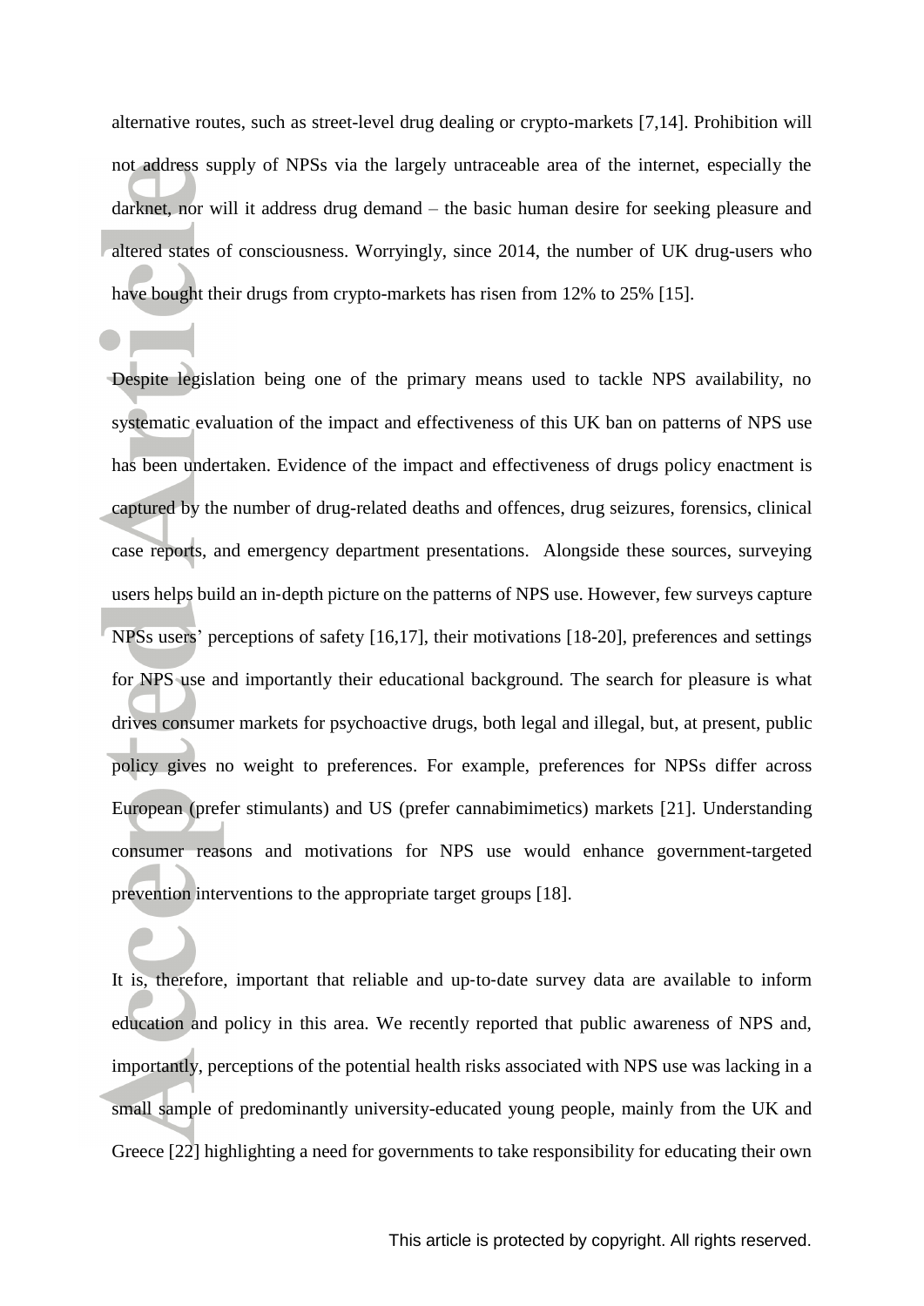alternative routes, such as street-level drug dealing or crypto-markets [7,14]. Prohibition will not address supply of NPSs via the largely untraceable area of the internet, especially the darknet, nor will it address drug demand – the basic human desire for seeking pleasure and altered states of consciousness. Worryingly, since 2014, the number of UK drug-users who have bought their drugs from crypto-markets has risen from 12% to 25% [15].

Despite legislation being one of the primary means used to tackle NPS availability, no systematic evaluation of the impact and effectiveness of this UK ban on patterns of NPS use has been undertaken. Evidence of the impact and effectiveness of drugs policy enactment is captured by the number of drug-related deaths and offences, drug seizures, forensics, clinical case reports, and emergency department presentations. Alongside these sources, surveying users helps build an in-depth picture on the patterns of NPS use. However, few surveys capture NPSs users' perceptions of safety [16,17], their motivations [18-20], preferences and settings for NPS use and importantly their educational background. The search for pleasure is what drives consumer markets for psychoactive drugs, both legal and illegal, but, at present, public policy gives no weight to preferences. For example, preferences for NPSs differ across European (prefer stimulants) and US (prefer cannabimimetics) markets [21]. Understanding consumer reasons and motivations for NPS use would enhance government-targeted prevention interventions to the appropriate target groups [18].

It is, therefore, important that reliable and up-to-date survey data are available to inform education and policy in this area. We recently reported that public awareness of NPS and, importantly, perceptions of the potential health risks associated with NPS use was lacking in a small sample of predominantly university-educated young people, mainly from the UK and Greece [22] highlighting a need for governments to take responsibility for educating their own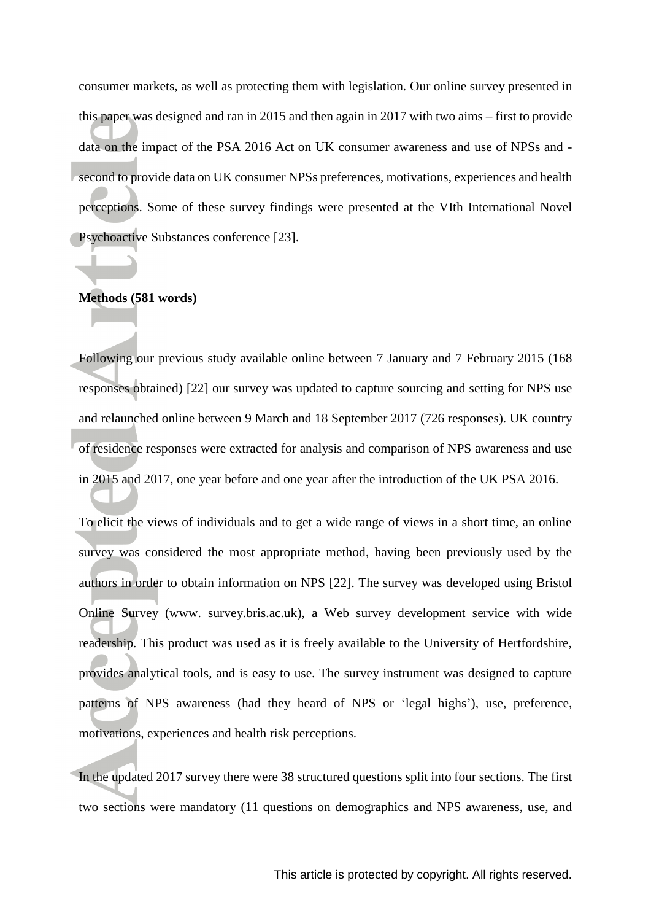consumer markets, as well as protecting them with legislation. Our online survey presented in this paper was designed and ran in 2015 and then again in 2017 with two aims – first to provide data on the impact of the PSA 2016 Act on UK consumer awareness and use of NPSs and - second to provide data on UK consumer NPSs preferences, motivations, experiences and health perceptions. Some of these survey findings were presented at the VIth International Novel Psychoactive Substances conference [23].

**Methods (581 words)**

Following our previous study available online between 7 January and 7 February 2015 (168 responses obtained) [22] our survey was updated to capture sourcing and setting for NPS use and relaunched online between 9 March and 18 September 2017 (726 responses). UK country of residence responses were extracted for analysis and comparison of NPS awareness and use in 2015 and 2017, one year before and one year after the introduction of the UK PSA 2016.

To elicit the views of individuals and to get a wide range of views in a short time, an online survey was considered the most appropriate method, having been previously used by the authors in order to obtain information on NPS [22]. The survey was developed using Bristol Online Survey (www. survey.bris.ac.uk), a Web survey development service with wide readership. This product was used as it is freely available to the University of Hertfordshire, provides analytical tools, and is easy to use. The survey instrument was designed to capture patterns of NPS awareness (had they heard of NPS or 'legal highs'), use, preference, motivations, experiences and health risk perceptions.

In the updated 2017 survey there were 38 structured questions split into four sections. The first two sections were mandatory (11 questions on demographics and NPS awareness, use, and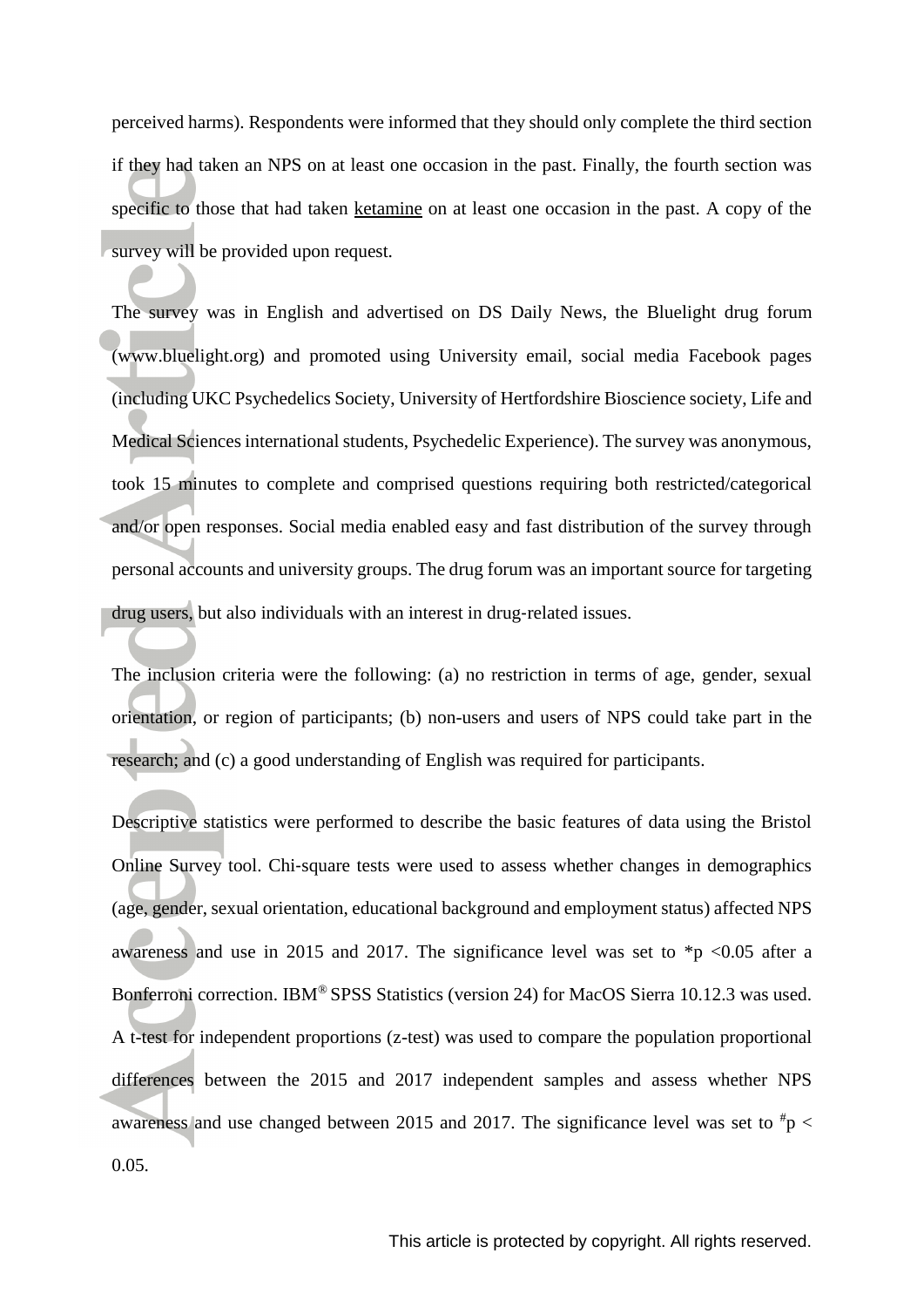perceived harms). Respondents were informed that they should only complete the third section if they had taken an NPS on at least one occasion in the past. Finally, the fourth section was specific to those that had taken ketamine on at least one occasion in the past. A copy of the survey will be provided upon request.

The survey was in English and advertised on DS Daily News, the Bluelight drug forum (www.bluelight.org) and promoted using University email, social media Facebook pages (including UKC Psychedelics Society, University of Hertfordshire Bioscience society, Life and Medical Sciences international students, Psychedelic Experience). The survey was anonymous, took 15 minutes to complete and comprised questions requiring both restricted/categorical and/or open responses. Social media enabled easy and fast distribution of the survey through personal accounts and university groups. The drug forum was an important source for targeting drug users, but also individuals with an interest in drug-related issues.

The inclusion criteria were the following: (a) no restriction in terms of age, gender, sexual orientation, or region of participants; (b) non-users and users of NPS could take part in the research; and (c) a good understanding of English was required for participants.

Descriptive statistics were performed to describe the basic features of data using the Bristol Online Survey tool. Chi-square tests were used to assess whether changes in demographics (age, gender, sexual orientation, educational background and employment status) affected NPS awareness and use in 2015 and 2017. The significance level was set to $^{*}p < 0.05$ after a Bonferroni correction. IBM® SPSS Statistics (version 24) for MacOS Sierra 10.12.3 was used. A t-test for independent proportions (z-test) was used to compare the population proportional differences between the 2015 and 2017 independent samples and assess whether NPS awareness and use changed between 2015 and 2017. The significance level was set to $^{\#}p < 0.05$.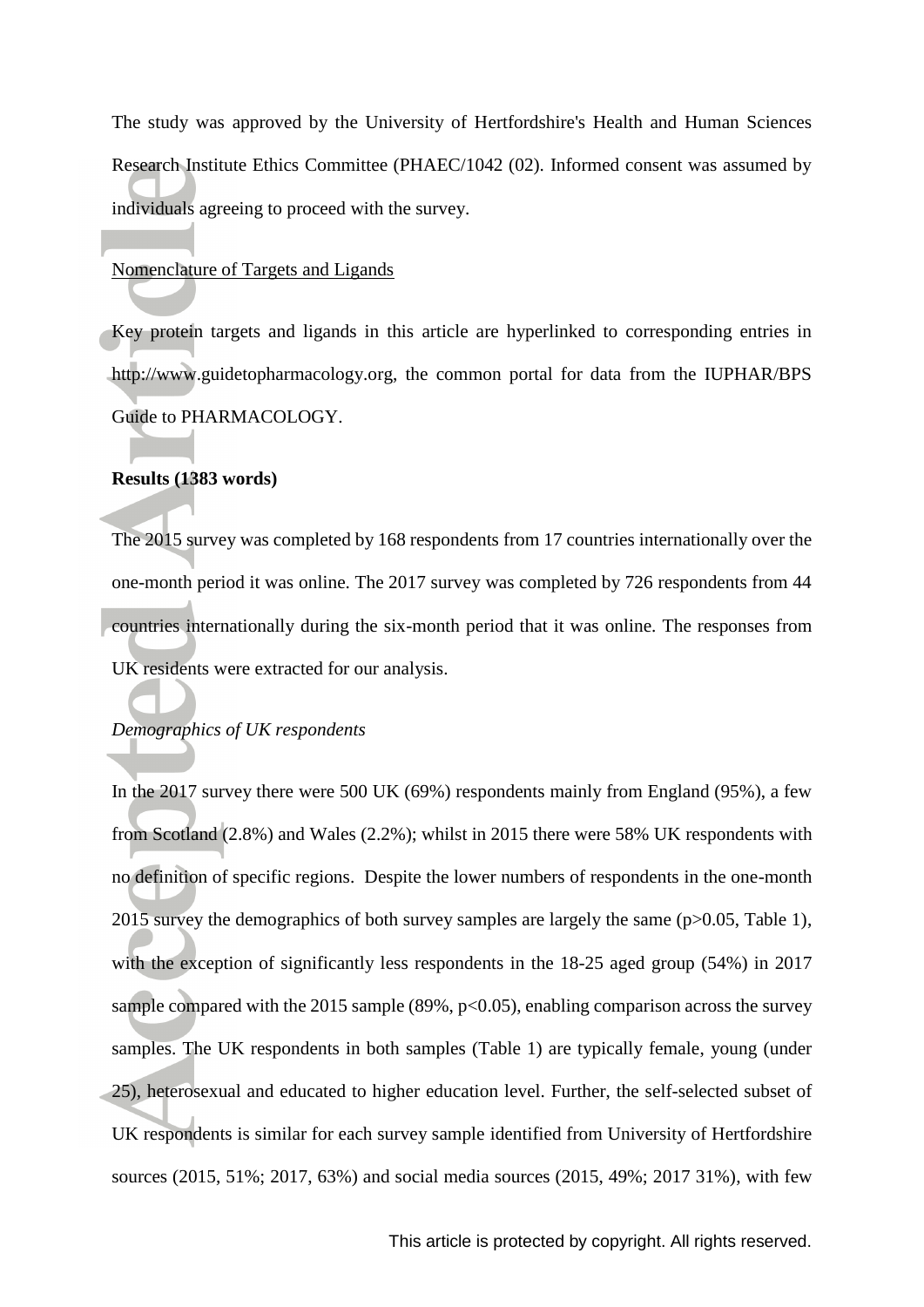The study was approved by the University of Hertfordshire's Health and Human Sciences Research Institute Ethics Committee (PHAEC/1042 (02). Informed consent was assumed by individuals agreeing to proceed with the survey.

Nomenclature of Targets and Ligands

Key protein targets and ligands in this article are hyperlinked to corresponding entries in http://www.guidetopharmacology.org, the common portal for data from the IUPHAR/BPS Guide to PHARMACOLOGY.

**Results (1383 words)**

The 2015 survey was completed by 168 respondents from 17 countries internationally over the one-month period it was online. The 2017 survey was completed by 726 respondents from 44 countries internationally during the six-month period that it was online. The responses from UK residents were extracted for our analysis.

*Demographics of UK respondents*

In the 2017 survey there were 500 UK (69%) respondents mainly from England (95%), a few from Scotland (2.8%) and Wales (2.2%); whilst in 2015 there were 58% UK respondents with no definition of specific regions. Despite the lower numbers of respondents in the one-month 2015 survey the demographics of both survey samples are largely the same ($p>0.05$, Table 1), with the exception of significantly less respondents in the 18-25 aged group (54%) in 2017 sample compared with the 2015 sample (89%, $p<0.05$), enabling comparison across the survey samples. The UK respondents in both samples (Table 1) are typically female, young (under 25), heterosexual and educated to higher education level. Further, the self-selected subset of UK respondents is similar for each survey sample identified from University of Hertfordshire sources (2015, 51%; 2017, 63%) and social media sources (2015, 49%; 2017 31%), with few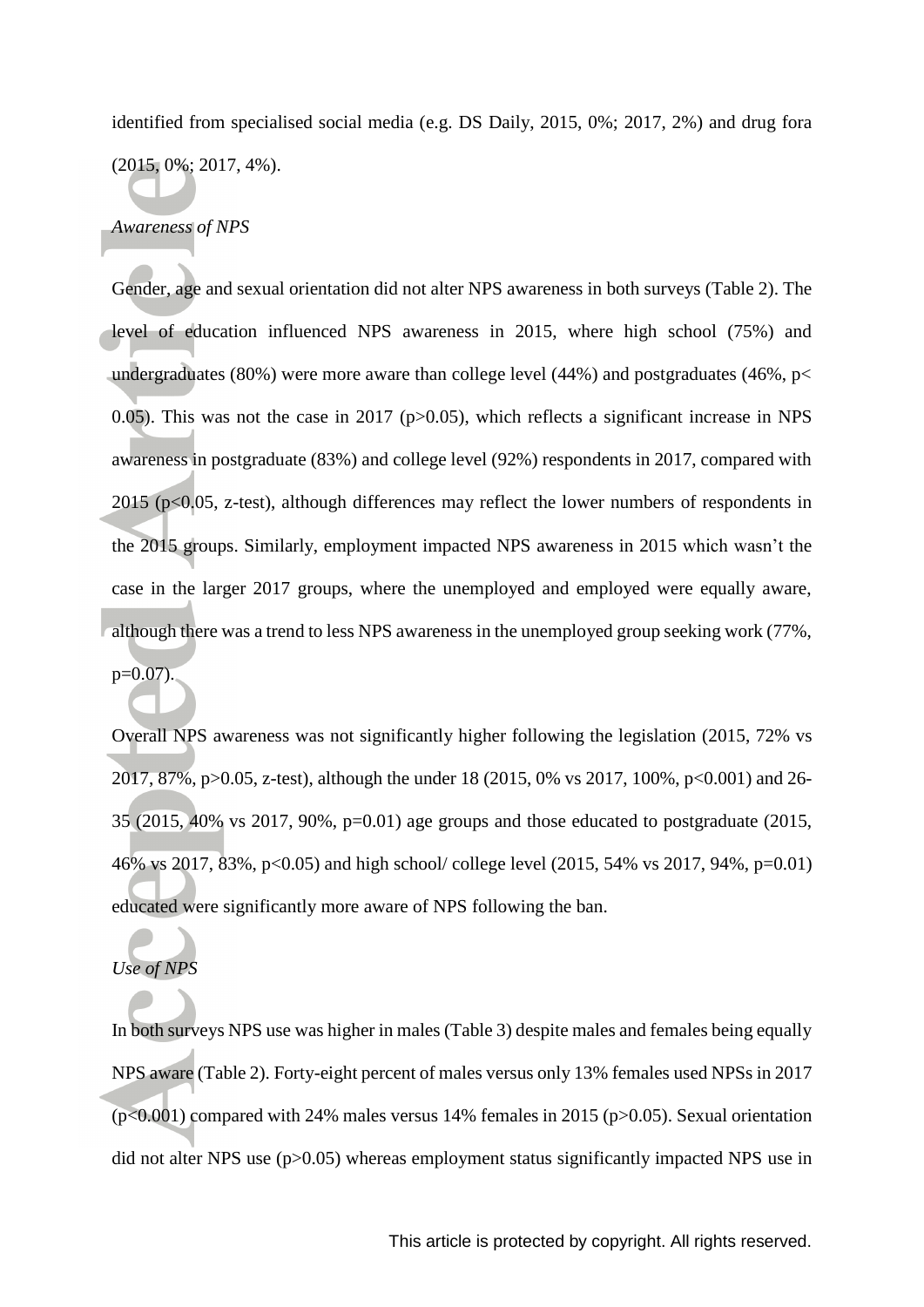identified from specialised social media (e.g. DS Daily, 2015, 0%; 2017, 2%) and drug fora (2015, 0%; 2017, 4%).

*Awareness of NPS*

Gender, age and sexual orientation did not alter NPS awareness in both surveys (Table 2). The level of education influenced NPS awareness in 2015, where high school (75%) and undergraduates (80%) were more aware than college level (44%) and postgraduates (46%, $p < 0.05$). This was not the case in 2017 ($p > 0.05$), which reflects a significant increase in NPS awareness in postgraduate (83%) and college level (92%) respondents in 2017, compared with 2015 ($p < 0.05$, z-test), although differences may reflect the lower numbers of respondents in the 2015 groups. Similarly, employment impacted NPS awareness in 2015 which wasn't the case in the larger 2017 groups, where the unemployed and employed were equally aware, although there was a trend to less NPS awareness in the unemployed group seeking work (77%, $p = 0.07$).

Overall NPS awareness was not significantly higher following the legislation (2015, 72% vs 2017, 87%, $p > 0.05$, z-test), although the under 18 (2015, 0% vs 2017, 100%, $p < 0.001$) and 26-35 (2015, 40% vs 2017, 90%, $p = 0.01$) age groups and those educated to postgraduate (2015, 46% vs 2017, 83%, $p < 0.05$) and high school/ college level (2015, 54% vs 2017, 94%, $p = 0.01$) educated were significantly more aware of NPS following the ban.

*Use of NPS*

In both surveys NPS use was higher in males (Table 3) despite males and females being equally NPS aware (Table 2). Forty-eight percent of males versus only 13% females used NPSs in 2017 ($p < 0.001$) compared with 24% males versus 14% females in 2015 ($p > 0.05$). Sexual orientation did not alter NPS use ($p > 0.05$) whereas employment status significantly impacted NPS use in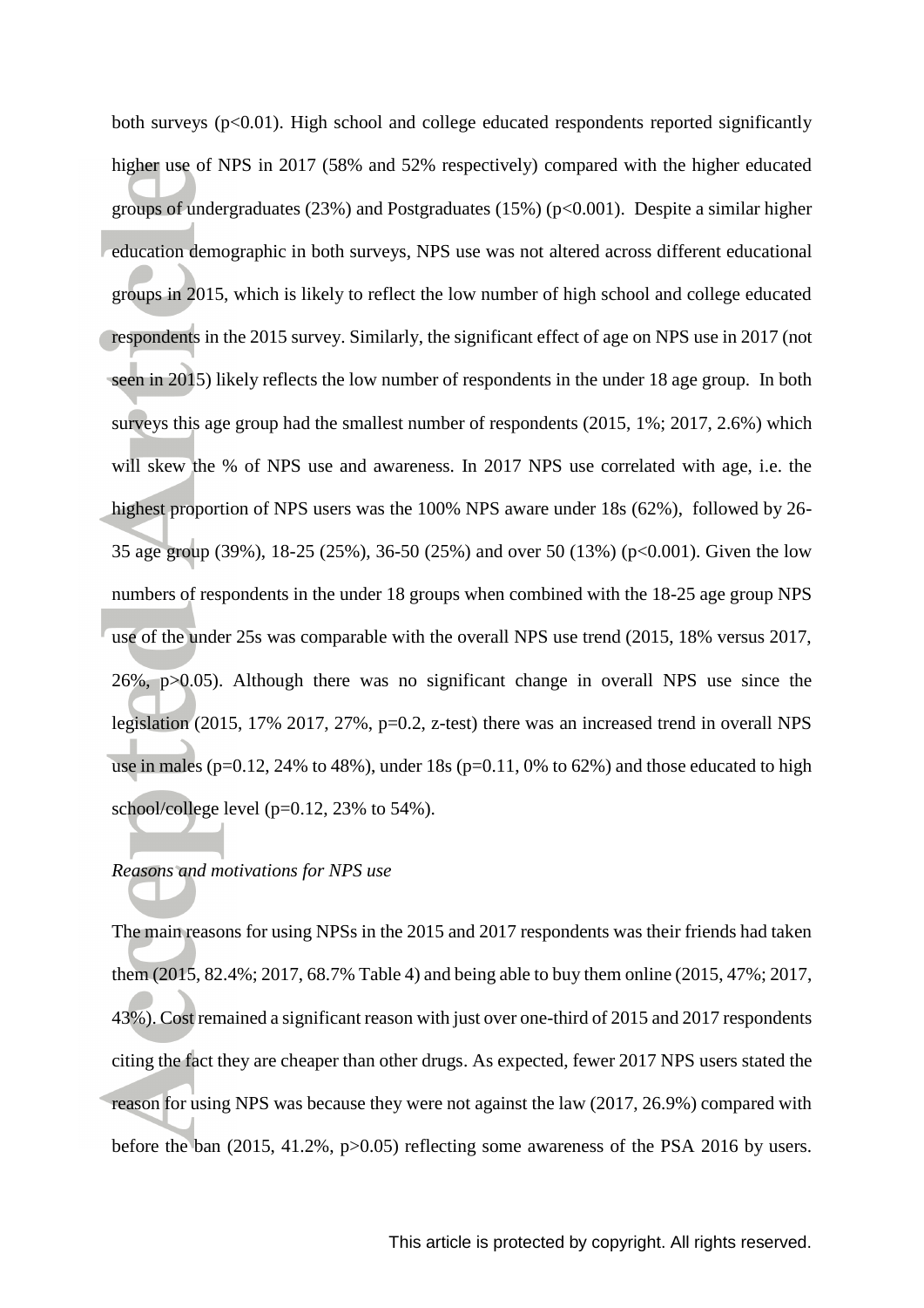both surveys ($p<0.01$). High school and college educated respondents reported significantly higher use of NPS in 2017 (58% and 52% respectively) compared with the higher educated groups of undergraduates (23%) and Postgraduates (15%) ($p<0.001$). Despite a similar higher education demographic in both surveys, NPS use was not altered across different educational groups in 2015, which is likely to reflect the low number of high school and college educated respondents in the 2015 survey. Similarly, the significant effect of age on NPS use in 2017 (not seen in 2015) likely reflects the low number of respondents in the under 18 age group. In both surveys this age group had the smallest number of respondents (2015, 1%; 2017, 2.6%) which will skew the % of NPS use and awareness. In 2017 NPS use correlated with age, i.e. the highest proportion of NPS users was the 100% NPS aware under 18s (62%), followed by 26-35 age group (39%), 18-25 (25%), 36-50 (25%) and over 50 (13%) ($p<0.001$). Given the low numbers of respondents in the under 18 groups when combined with the 18-25 age group NPS use of the under 25s was comparable with the overall NPS use trend (2015, 18% versus 2017, 26%, $p>0.05$). Although there was no significant change in overall NPS use since the legislation (2015, 17% 2017, 27%, $p=0.2$, z-test) there was an increased trend in overall NPS use in males ($p=0.12$, 24% to 48%), under 18s ($p=0.11$, 0% to 62%) and those educated to high school/college level ($p=0.12$, 23% to 54%).

*Reasons and motivations for NPS use*

The main reasons for using NPSs in the 2015 and 2017 respondents was their friends had taken them (2015, 82.4%; 2017, 68.7% Table 4) and being able to buy them online (2015, 47%; 2017, 43%). Cost remained a significant reason with just over one-third of 2015 and 2017 respondents citing the fact they are cheaper than other drugs. As expected, fewer 2017 NPS users stated the reason for using NPS was because they were not against the law (2017, 26.9%) compared with before the ban (2015, 41.2%, $p>0.05$) reflecting some awareness of the PSA 2016 by users.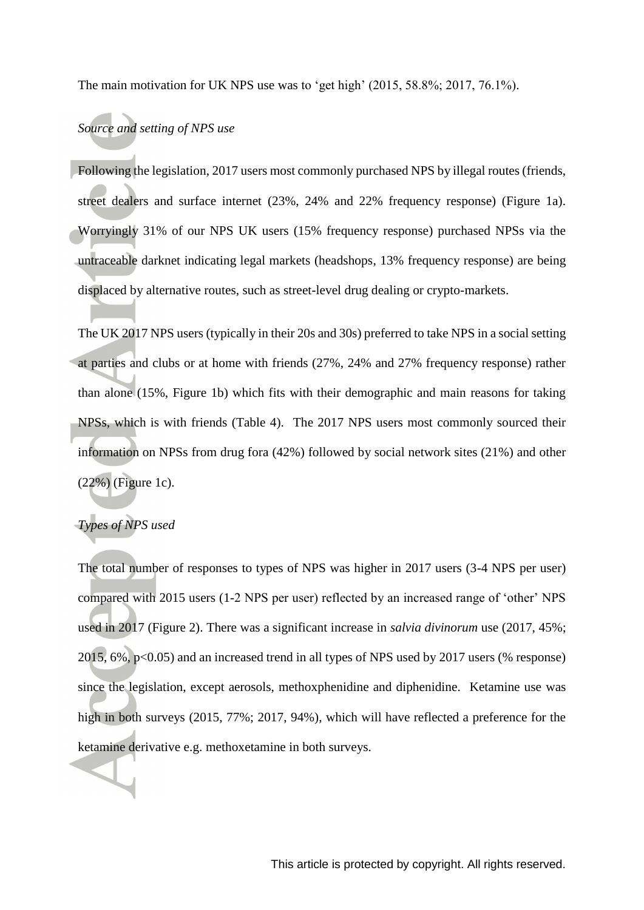The main motivation for UK NPS use was to 'get high' (2015, 58.8%; 2017, 76.1%).

*Source and setting of NPS use*

Following the legislation, 2017 users most commonly purchased NPS by illegal routes (friends, street dealers and surface internet (23%, 24% and 22% frequency response) (Figure 1a). Worryingly 31% of our NPS UK users (15% frequency response) purchased NPSs via the untraceable darknet indicating legal markets (headshops, 13% frequency response) are being displaced by alternative routes, such as street-level drug dealing or crypto-markets.

The UK 2017 NPS users (typically in their 20s and 30s) preferred to take NPS in a social setting at parties and clubs or at home with friends (27%, 24% and 27% frequency response) rather than alone (15%, Figure 1b) which fits with their demographic and main reasons for taking NPSs, which is with friends (Table 4). The 2017 NPS users most commonly sourced their information on NPSs from drug fora (42%) followed by social network sites (21%) and other (22%) (Figure 1c).

*Types of NPS used*

The total number of responses to types of NPS was higher in 2017 users (3-4 NPS per user) compared with 2015 users (1-2 NPS per user) reflected by an increased range of 'other' NPS used in 2017 (Figure 2). There was a significant increase in *salvia divinorum* use (2017, 45%; 2015, 6%, $p<0.05$) and an increased trend in all types of NPS used by 2017 users (% response) since the legislation, except aerosols, methoxphenidine and diphenidine. Ketamine use was high in both surveys (2015, 77%; 2017, 94%), which will have reflected a preference for the ketamine derivative e.g. methoxetamine in both surveys.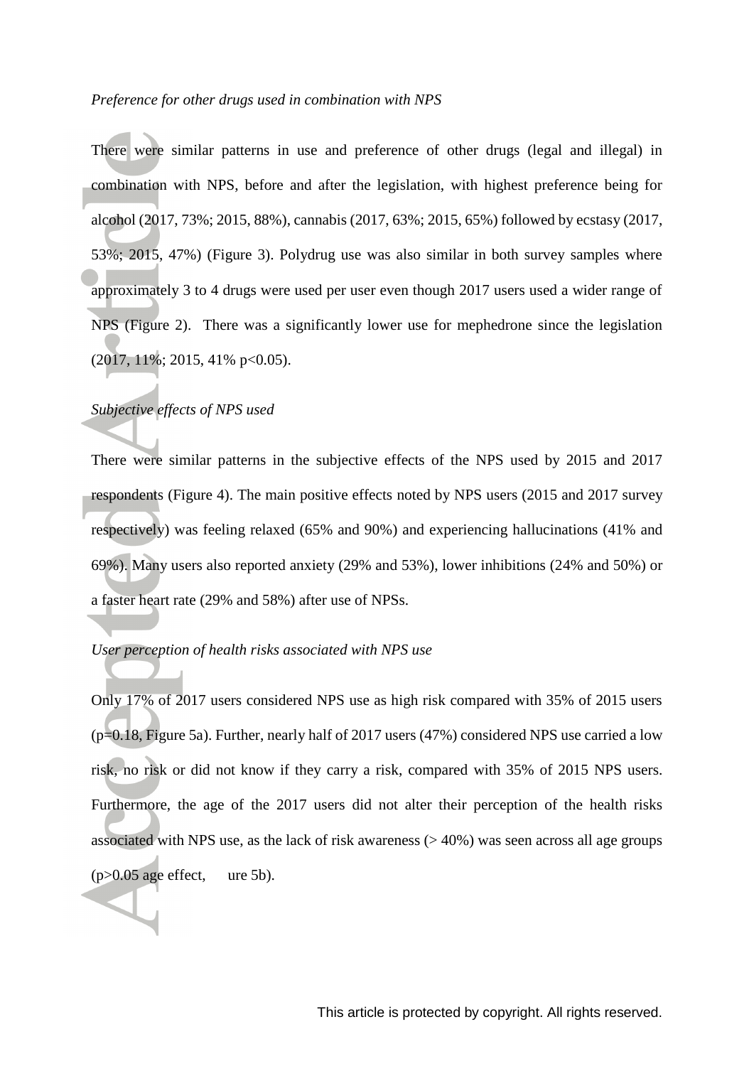*Preference for other drugs used in combination with NPS*

There were similar patterns in use and preference of other drugs (legal and illegal) in combination with NPS, before and after the legislation, with highest preference being for alcohol (2017, 73%; 2015, 88%), cannabis (2017, 63%; 2015, 65%) followed by ecstasy (2017, 53%; 2015, 47%) (Figure 3). Polydrug use was also similar in both survey samples where approximately 3 to 4 drugs were used per user even though 2017 users used a wider range of NPS (Figure 2). There was a significantly lower use for mephedrone since the legislation (2017, 11%; 2015, 41% $p<0.05$).

*Subjective effects of NPS used*

There were similar patterns in the subjective effects of the NPS used by 2015 and 2017 respondents (Figure 4). The main positive effects noted by NPS users (2015 and 2017 survey respectively) was feeling relaxed (65% and 90%) and experiencing hallucinations (41% and 69%). Many users also reported anxiety (29% and 53%), lower inhibitions (24% and 50%) or a faster heart rate (29% and 58%) after use of NPSs.

*User perception of health risks associated with NPS use*

Only 17% of 2017 users considered NPS use as high risk compared with 35% of 2015 users ($p=0.18$, Figure 5a). Further, nearly half of 2017 users (47%) considered NPS use carried a low risk, no risk or did not know if they carry a risk, compared with 35% of 2015 NPS users. Furthermore, the age of the 2017 users did not alter their perception of the health risks associated with NPS use, as the lack of risk awareness (> 40%) was seen across all age groups ($p>0.05$ age effect, ure 5b).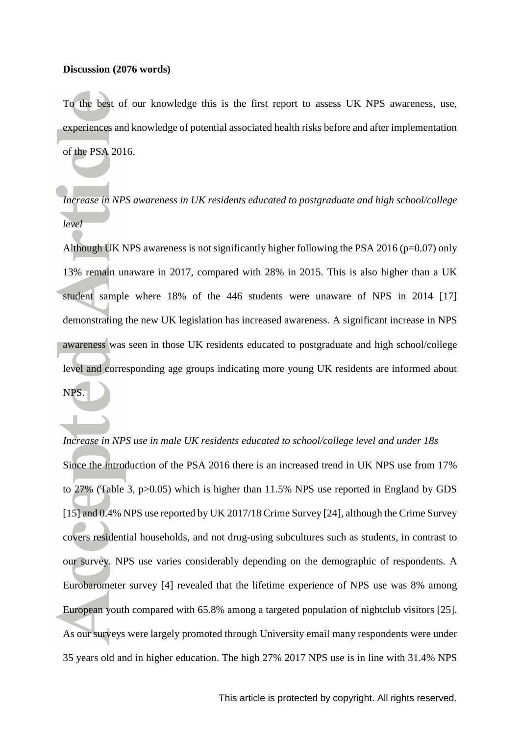**Discussion (2076 words)**

To the best of our knowledge this is the first report to assess UK NPS awareness, use, experiences and knowledge of potential associated health risks before and after implementation of the PSA 2016.

*Increase in NPS awareness in UK residents educated to postgraduate and high school/college level*

Although UK NPS awareness is not significantly higher following the PSA 2016 ($p=0.07$) only 13% remain unaware in 2017, compared with 28% in 2015. This is also higher than a UK student sample where 18% of the 446 students were unaware of NPS in 2014 [17] demonstrating the new UK legislation has increased awareness. A significant increase in NPS awareness was seen in those UK residents educated to postgraduate and high school/college level and corresponding age groups indicating more young UK residents are informed about NPS.

*Increase in NPS use in male UK residents educated to school/college level and under 18s*

Since the introduction of the PSA 2016 there is an increased trend in UK NPS use from 17% to 27% (Table 3, $p>0.05$) which is higher than 11.5% NPS use reported in England by GDS [15] and 0.4% NPS use reported by UK 2017/18 Crime Survey [24], although the Crime Survey covers residential households, and not drug-using subcultures such as students, in contrast to our survey. NPS use varies considerably depending on the demographic of respondents. A Eurobarometer survey [4] revealed that the lifetime experience of NPS use was 8% among European youth compared with 65.8% among a targeted population of nightclub visitors [25]. As our surveys were largely promoted through University email many respondents were under 35 years old and in higher education. The high 27% 2017 NPS use is in line with 31.4% NPS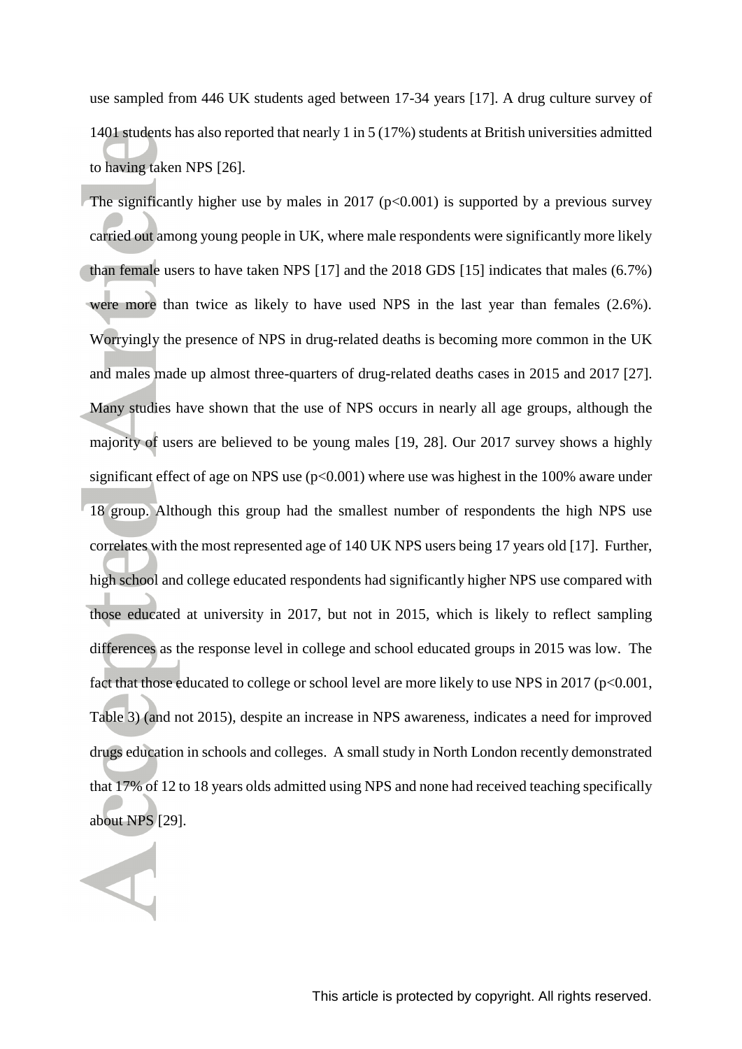use sampled from 446 UK students aged between 17-34 years [17]. A drug culture survey of 1401 students has also reported that nearly 1 in 5 (17%) students at British universities admitted to having taken NPS [26].

The significantly higher use by males in 2017 ($p<0.001$) is supported by a previous survey carried out among young people in UK, where male respondents were significantly more likely than female users to have taken NPS [17] and the 2018 GDS [15] indicates that males (6.7%) were more than twice as likely to have used NPS in the last year than females (2.6%). Worryingly the presence of NPS in drug-related deaths is becoming more common in the UK and males made up almost three-quarters of drug-related deaths cases in 2015 and 2017 [27]. Many studies have shown that the use of NPS occurs in nearly all age groups, although the majority of users are believed to be young males [19, 28]. Our 2017 survey shows a highly significant effect of age on NPS use ($p<0.001$) where use was highest in the 100% aware under 18 group. Although this group had the smallest number of respondents the high NPS use correlates with the most represented age of 140 UK NPS users being 17 years old [17]. Further, high school and college educated respondents had significantly higher NPS use compared with those educated at university in 2017, but not in 2015, which is likely to reflect sampling differences as the response level in college and school educated groups in 2015 was low. The fact that those educated to college or school level are more likely to use NPS in 2017 ($p<0.001$, Table 3) (and not 2015), despite an increase in NPS awareness, indicates a need for improved drugs education in schools and colleges. A small study in North London recently demonstrated that 17% of 12 to 18 years olds admitted using NPS and none had received teaching specifically about NPS [29].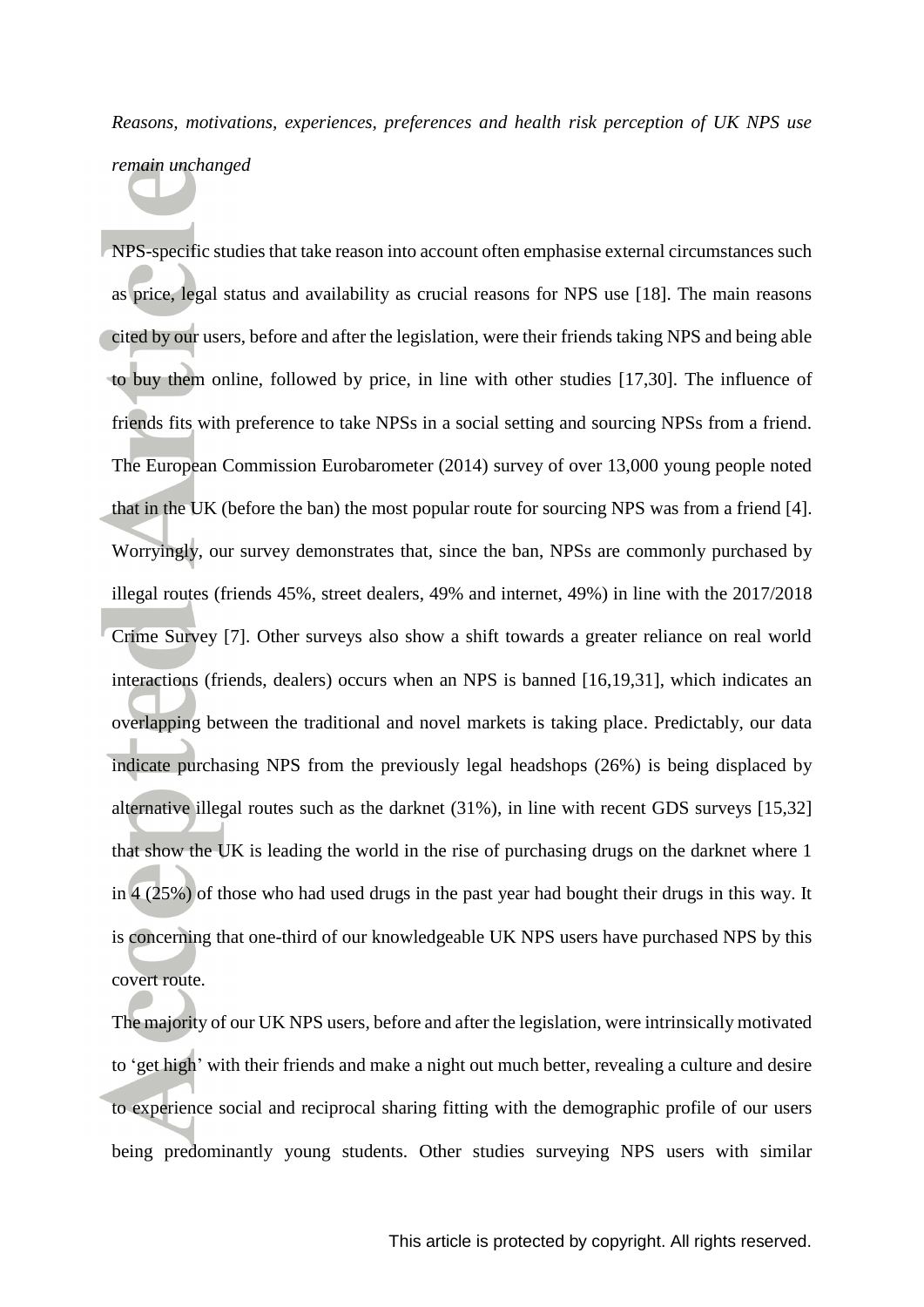*Reasons, motivations, experiences, preferences and health risk perception of UK NPS use remain unchanged*

NPS-specific studies that take reason into account often emphasise external circumstances such as price, legal status and availability as crucial reasons for NPS use [18]. The main reasons cited by our users, before and after the legislation, were their friends taking NPS and being able to buy them online, followed by price, in line with other studies [17,30]. The influence of friends fits with preference to take NPSs in a social setting and sourcing NPSs from a friend. The European Commission Eurobarometer (2014) survey of over 13,000 young people noted that in the UK (before the ban) the most popular route for sourcing NPS was from a friend [4]. Worryingly, our survey demonstrates that, since the ban, NPSs are commonly purchased by illegal routes (friends 45%, street dealers, 49% and internet, 49%) in line with the 2017/2018 Crime Survey [7]. Other surveys also show a shift towards a greater reliance on real world interactions (friends, dealers) occurs when an NPS is banned [16,19,31], which indicates an overlapping between the traditional and novel markets is taking place. Predictably, our data indicate purchasing NPS from the previously legal headshops (26%) is being displaced by alternative illegal routes such as the darknet (31%), in line with recent GDS surveys [15,32] that show the UK is leading the world in the rise of purchasing drugs on the darknet where 1 in 4 (25%) of those who had used drugs in the past year had bought their drugs in this way. It is concerning that one-third of our knowledgeable UK NPS users have purchased NPS by this covert route.

The majority of our UK NPS users, before and after the legislation, were intrinsically motivated to 'get high' with their friends and make a night out much better, revealing a culture and desire to experience social and reciprocal sharing fitting with the demographic profile of our users being predominantly young students. Other studies surveying NPS users with similar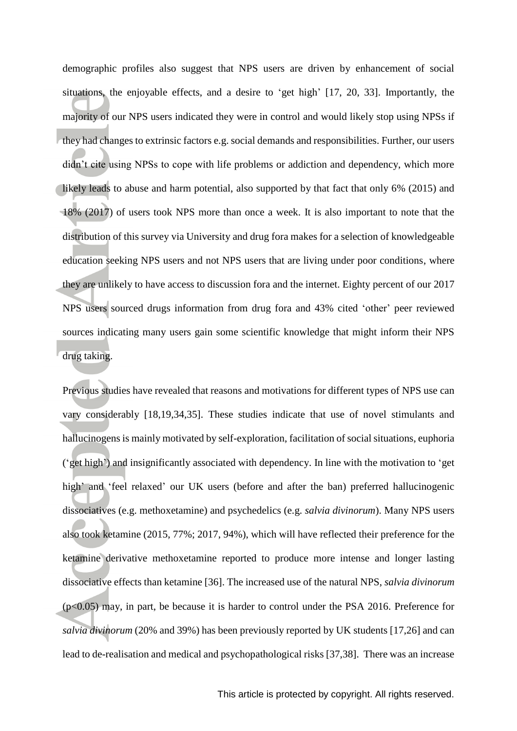demographic profiles also suggest that NPS users are driven by enhancement of social situations, the enjoyable effects, and a desire to 'get high' [17, 20, 33]. Importantly, the majority of our NPS users indicated they were in control and would likely stop using NPSs if they had changes to extrinsic factors e.g. social demands and responsibilities. Further, our users didn't cite using NPSs to cope with life problems or addiction and dependency, which more likely leads to abuse and harm potential, also supported by that fact that only 6% (2015) and 18% (2017) of users took NPS more than once a week. It is also important to note that the distribution of this survey via University and drug fora makes for a selection of knowledgeable education seeking NPS users and not NPS users that are living under poor conditions, where they are unlikely to have access to discussion fora and the internet. Eighty percent of our 2017 NPS users sourced drugs information from drug fora and 43% cited 'other' peer reviewed sources indicating many users gain some scientific knowledge that might inform their NPS drug taking.

Previous studies have revealed that reasons and motivations for different types of NPS use can vary considerably [18,19,34,35]. These studies indicate that use of novel stimulants and hallucinogens is mainly motivated by self-exploration, facilitation of social situations, euphoria ('get high') and insignificantly associated with dependency. In line with the motivation to 'get high' and 'feel relaxed' our UK users (before and after the ban) preferred hallucinogenic dissociatives (e.g. methoxetamine) and psychedelics (e.g. *salvia divinorum*). Many NPS users also took ketamine (2015, 77%; 2017, 94%), which will have reflected their preference for the ketamine derivative methoxetamine reported to produce more intense and longer lasting dissociative effects than ketamine [36]. The increased use of the natural NPS, *salvia divinorum* ($p<0.05$) may, in part, be because it is harder to control under the PSA 2016. Preference for *salvia divinorum* (20% and 39%) has been previously reported by UK students [17,26] and can lead to de-realisation and medical and psychopathological risks [37,38]. There was an increase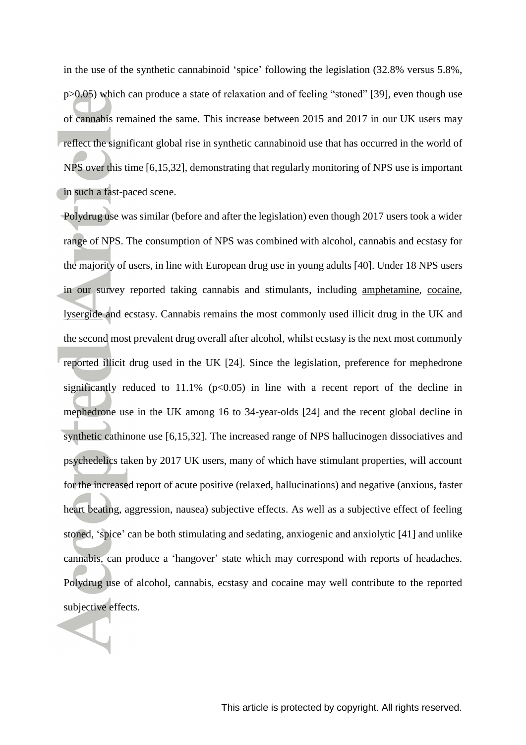in the use of the synthetic cannabinoid 'spice' following the legislation (32.8% versus 5.8%, $p>0.05$) which can produce a state of relaxation and of feeling "stoned" [39], even though use of cannabis remained the same. This increase between 2015 and 2017 in our UK users may reflect the significant global rise in synthetic cannabinoid use that has occurred in the world of NPS over this time [6,15,32], demonstrating that regularly monitoring of NPS use is important in such a fast-paced scene.

Polydrug use was similar (before and after the legislation) even though 2017 users took a wider range of NPS. The consumption of NPS was combined with alcohol, cannabis and ecstasy for the majority of users, in line with European drug use in young adults [40]. Under 18 NPS users in our survey reported taking cannabis and stimulants, including amphetamine, cocaine, lysergide and ecstasy. Cannabis remains the most commonly used illicit drug in the UK and the second most prevalent drug overall after alcohol, whilst ecstasy is the next most commonly reported illicit drug used in the UK [24]. Since the legislation, preference for mephedrone significantly reduced to 11.1% ($p<0.05$) in line with a recent report of the decline in mephedrone use in the UK among 16 to 34-year-olds [24] and the recent global decline in synthetic cathinone use [6,15,32]. The increased range of NPS hallucinogen dissociatives and psychedelics taken by 2017 UK users, many of which have stimulant properties, will account for the increased report of acute positive (relaxed, hallucinations) and negative (anxious, faster heart beating, aggression, nausea) subjective effects. As well as a subjective effect of feeling stoned, 'spice' can be both stimulating and sedating, anxiogenic and anxiolytic [41] and unlike cannabis, can produce a 'hangover' state which may correspond with reports of headaches. Polydrug use of alcohol, cannabis, ecstasy and cocaine may well contribute to the reported subjective effects.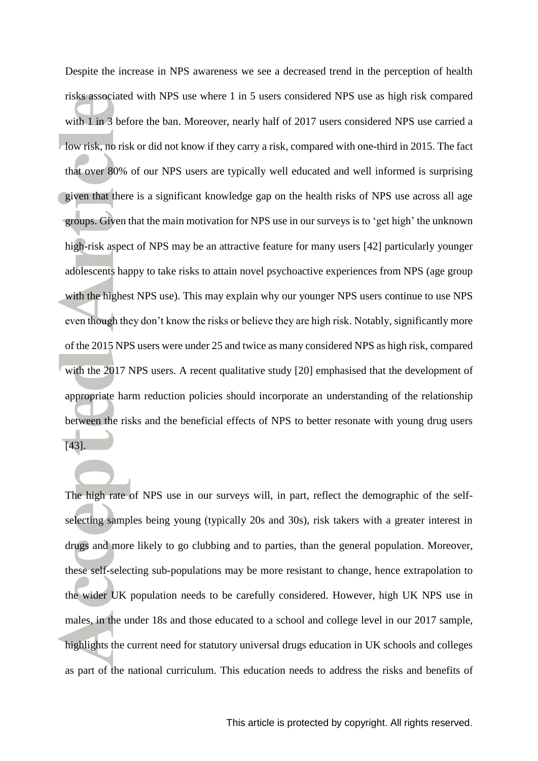Despite the increase in NPS awareness we see a decreased trend in the perception of health risks associated with NPS use where 1 in 5 users considered NPS use as high risk compared with 1 in 3 before the ban. Moreover, nearly half of 2017 users considered NPS use carried a low risk, no risk or did not know if they carry a risk, compared with one-third in 2015. The fact that over 80% of our NPS users are typically well educated and well informed is surprising given that there is a significant knowledge gap on the health risks of NPS use across all age groups. Given that the main motivation for NPS use in our surveys is to 'get high' the unknown high-risk aspect of NPS may be an attractive feature for many users [42] particularly younger adolescents happy to take risks to attain novel psychoactive experiences from NPS (age group with the highest NPS use). This may explain why our younger NPS users continue to use NPS even though they don't know the risks or believe they are high risk. Notably, significantly more of the 2015 NPS users were under 25 and twice as many considered NPS as high risk, compared with the 2017 NPS users. A recent qualitative study [20] emphasised that the development of appropriate harm reduction policies should incorporate an understanding of the relationship between the risks and the beneficial effects of NPS to better resonate with young drug users [43].

The high rate of NPS use in our surveys will, in part, reflect the demographic of the self-selecting samples being young (typically 20s and 30s), risk takers with a greater interest in drugs and more likely to go clubbing and to parties, than the general population. Moreover, these self-selecting sub-populations may be more resistant to change, hence extrapolation to the wider UK population needs to be carefully considered. However, high UK NPS use in males, in the under 18s and those educated to a school and college level in our 2017 sample, highlights the current need for statutory universal drugs education in UK schools and colleges as part of the national curriculum. This education needs to address the risks and benefits of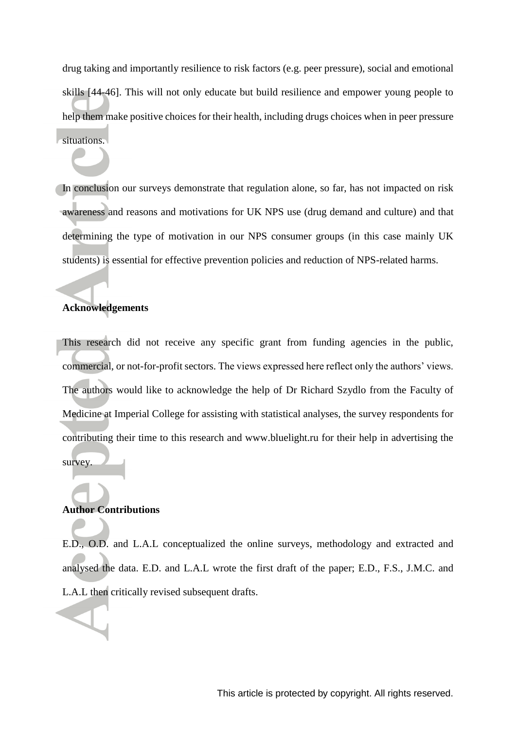drug taking and importantly resilience to risk factors (e.g. peer pressure), social and emotional skills [44-46]. This will not only educate but build resilience and empower young people to help them make positive choices for their health, including drugs choices when in peer pressure situations.

In conclusion our surveys demonstrate that regulation alone, so far, has not impacted on risk awareness and reasons and motivations for UK NPS use (drug demand and culture) and that determining the type of motivation in our NPS consumer groups (in this case mainly UK students) is essential for effective prevention policies and reduction of NPS-related harms.

## Acknowledgements

This research did not receive any specific grant from funding agencies in the public, commercial, or not-for-profit sectors. The views expressed here reflect only the authors' views. The authors would like to acknowledge the help of Dr Richard Szydlo from the Faculty of Medicine at Imperial College for assisting with statistical analyses, the survey respondents for contributing their time to this research and www.bluelight.ru for their help in advertising the survey.

## Author Contributions

E.D., O.D. and L.A.L conceptualized the online surveys, methodology and extracted and analysed the data. E.D. and L.A.L wrote the first draft of the paper; E.D., F.S., J.M.C. and L.A.L then critically revised subsequent drafts.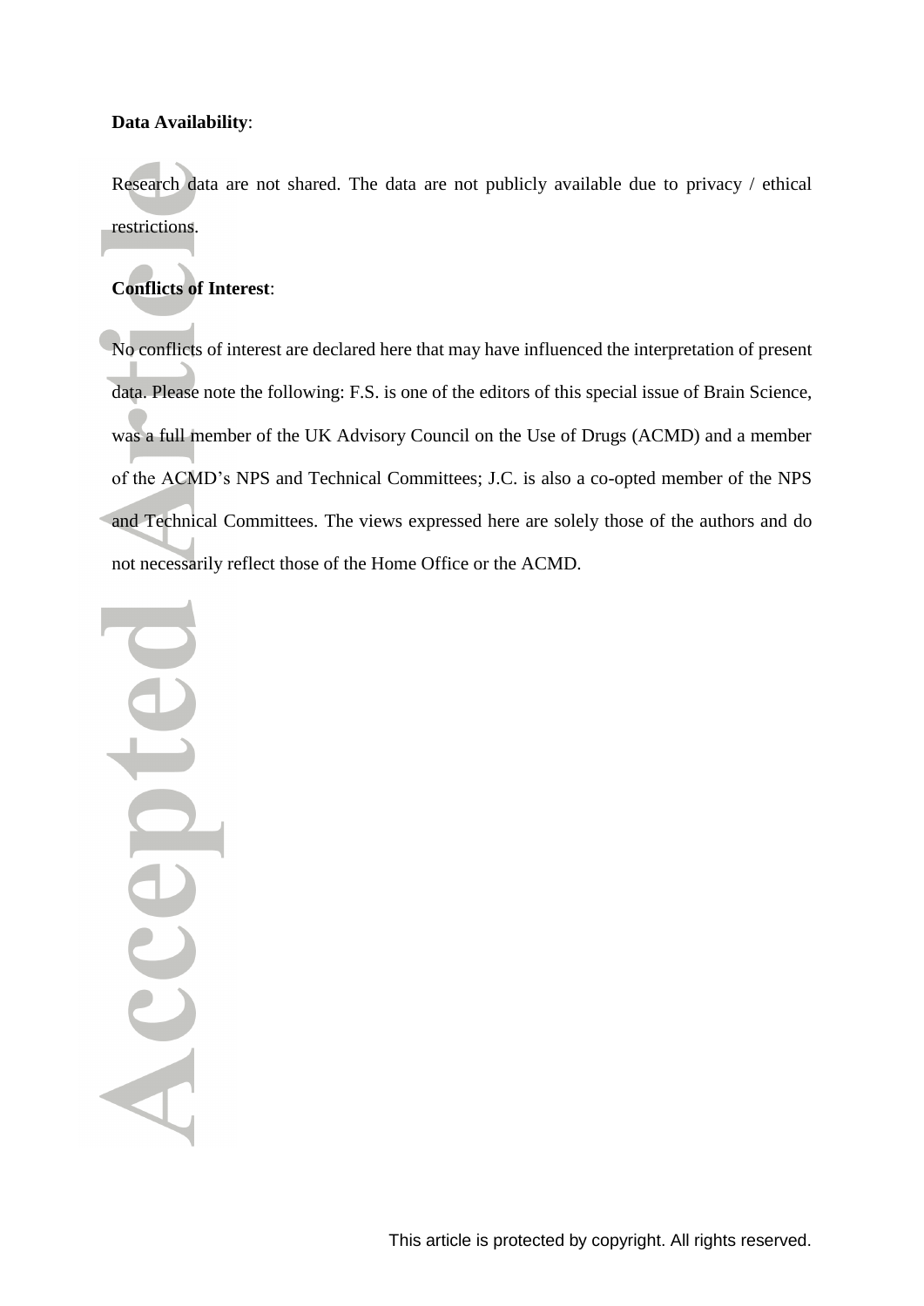**Data Availability**:

Research data are not shared. The data are not publicly available due to privacy / ethical restrictions.

**Conflicts of Interest**:

No conflicts of interest are declared here that may have influenced the interpretation of present data. Please note the following: F.S. is one of the editors of this special issue of Brain Science, was a full member of the UK Advisory Council on the Use of Drugs (ACMD) and a member of the ACMD's NPS and Technical Committees; J.C. is also a co-opted member of the NPS and Technical Committees. The views expressed here are solely those of the authors and do not necessarily reflect those of the Home Office or the ACMD.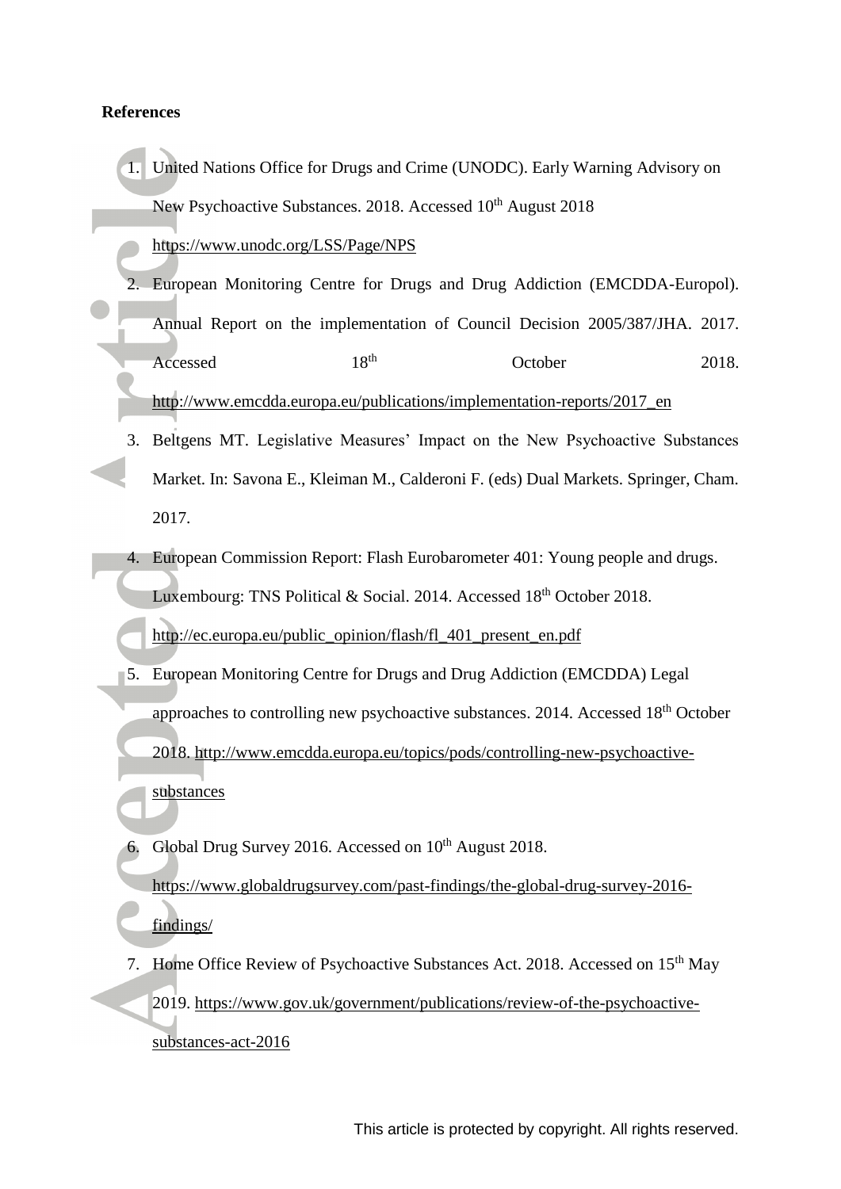**References**

1. United Nations Office for Drugs and Crime (UNODC). Early Warning Advisory on New Psychoactive Substances. 2018. Accessed 10th August 2018 https://www.unodc.org/LSS/Page/NPS
2. European Monitoring Centre for Drugs and Drug Addiction (EMCDDA-Europol). Annual Report on the implementation of Council Decision 2005/387/JHA. 2017. Accessed 18th October 2018. http://www.emcdda.europa.eu/publications/implementation-reports/2017_en
3. Beltgens MT. Legislative Measures' Impact on the New Psychoactive Substances Market. In: Savona E., Kleiman M., Calderoni F. (eds) Dual Markets. Springer, Cham. 2017.
4. European Commission Report: Flash Eurobarometer 401: Young people and drugs. Luxembourg: TNS Political & Social. 2014. Accessed 18th October 2018. http://ec.europa.eu/public_opinion/flash/fl_401_present_en.pdf
5. European Monitoring Centre for Drugs and Drug Addiction (EMCDDA) Legal approaches to controlling new psychoactive substances. 2014. Accessed 18th October 2018. http://www.emcdda.europa.eu/topics/pods/controlling-new-psychoactive-substances
6. Global Drug Survey 2016. Accessed on 10th August 2018. https://www.globaldrugsurvey.com/past-findings/the-global-drug-survey-2016-findings/
7. Home Office Review of Psychoactive Substances Act. 2018. Accessed on 15th May 2019. https://www.gov.uk/government/publications/review-of-the-psychoactive-substances-act-2016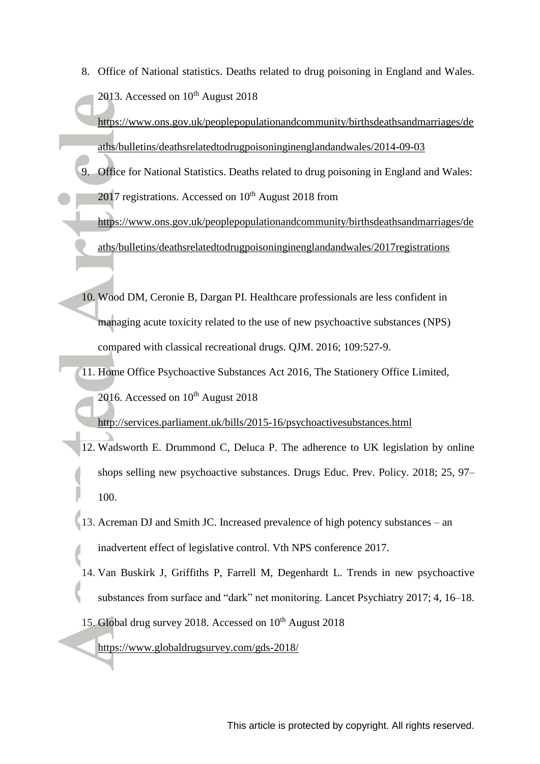8. Office of National statistics. Deaths related to drug poisoning in England and Wales. 2013. Accessed on 10th August 2018 https://www.ons.gov.uk/peoplepopulationandcommunity/birthsdeathsandmarriages/deaths/bulletins/deathsrelatedtodrugpoisoninginenglandandwales/2014-09-03
9. Office for National Statistics. Deaths related to drug poisoning in England and Wales: 2017 registrations. Accessed on 10th August 2018 from https://www.ons.gov.uk/peoplepopulationandcommunity/birthsdeathsandmarriages/deaths/bulletins/deathsrelatedtodrugpoisoninginenglandandwales/2017registrations
10. Wood DM, Ceronie B, Dargan PI. Healthcare professionals are less confident in managing acute toxicity related to the use of new psychoactive substances (NPS) compared with classical recreational drugs. QJM. 2016; 109:527-9.
11. Home Office Psychoactive Substances Act 2016, The Stationery Office Limited, 2016. Accessed on 10th August 2018 http://services.parliament.uk/bills/2015-16/psychoactivesubstances.html
12. Wadsworth E. Drummond C, Deluca P. The adherence to UK legislation by online shops selling new psychoactive substances. Drugs Educ. Prev. Policy. 2018; 25, 97–100.
13. Acreman DJ and Smith JC. Increased prevalence of high potency substances – an inadvertent effect of legislative control. Vth NPS conference 2017.
14. Van Buskirk J, Griffiths P, Farrell M, Degenhardt L. Trends in new psychoactive substances from surface and "dark" net monitoring. Lancet Psychiatry 2017; 4, 16–18.
15. Global drug survey 2018. Accessed on 10th August 2018 https://www.globaldrugsurvey.com/gds-2018/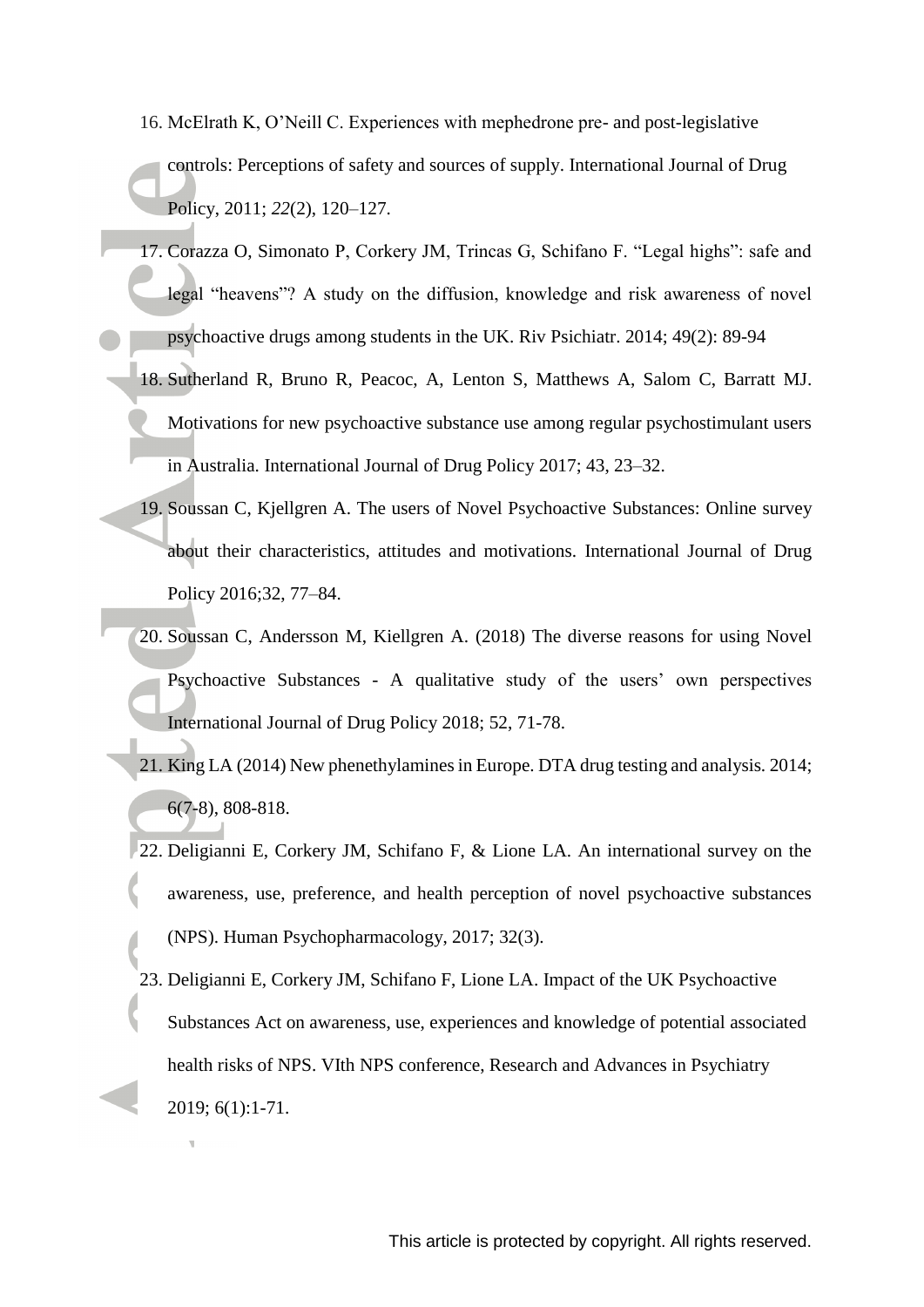16. McElrath K, O'Neill C. Experiences with mephedrone pre- and post-legislative controls: Perceptions of safety and sources of supply. International Journal of Drug Policy, 2011; *22*(2), 120–127.
17. Corazza O, Simonato P, Corkery JM, Trincas G, Schifano F. "Legal highs": safe and legal "heavens"? A study on the diffusion, knowledge and risk awareness of novel psychoactive drugs among students in the UK. Riv Psichiatr. 2014; 49(2): 89-94
18. Sutherland R, Bruno R, Peacoc, A, Lenton S, Matthews A, Salom C, Barratt MJ. Motivations for new psychoactive substance use among regular psychostimulant users in Australia. International Journal of Drug Policy 2017; 43, 23–32.
19. Soussan C, Kjellgren A. The users of Novel Psychoactive Substances: Online survey about their characteristics, attitudes and motivations. International Journal of Drug Policy 2016;32, 77–84.
20. Soussan C, Andersson M, Kiellgren A. (2018) The diverse reasons for using Novel Psychoactive Substances - A qualitative study of the users' own perspectives International Journal of Drug Policy 2018; 52, 71-78.
21. King LA (2014) New phenethylamines in Europe. DTA drug testing and analysis. 2014; 6(7-8), 808-818.
22. Deligianni E, Corkery JM, Schifano F, & Lione LA. An international survey on the awareness, use, preference, and health perception of novel psychoactive substances (NPS). Human Psychopharmacology, 2017; 32(3).
23. Deligianni E, Corkery JM, Schifano F, Lione LA. Impact of the UK Psychoactive Substances Act on awareness, use, experiences and knowledge of potential associated health risks of NPS. VIth NPS conference, Research and Advances in Psychiatry 2019; 6(1):1-71.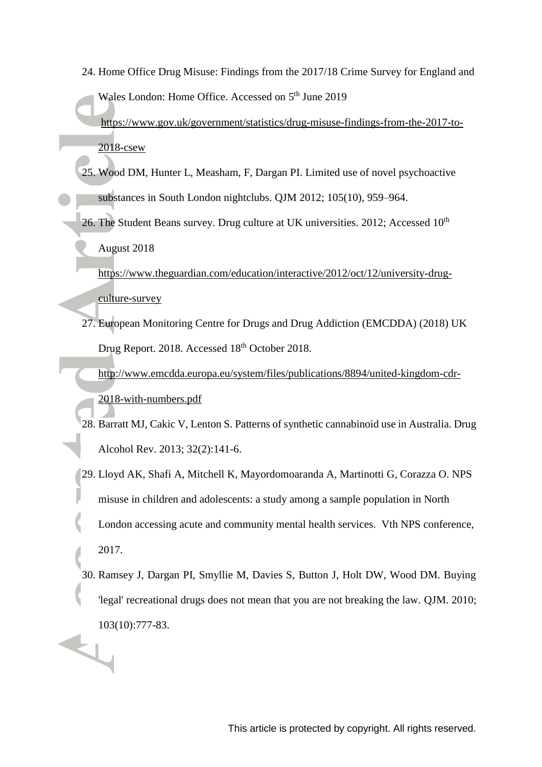24. Home Office Drug Misuse: Findings from the 2017/18 Crime Survey for England and Wales London: Home Office. Accessed on 5th June 2019 https://www.gov.uk/government/statistics/drug-misuse-findings-from-the-2017-to-2018-csew
25. Wood DM, Hunter L, Measham, F, Dargan PI. Limited use of novel psychoactive substances in South London nightclubs. QJM 2012; 105(10), 959–964.
26. The Student Beans survey. Drug culture at UK universities. 2012; Accessed 10th August 2018 https://www.theguardian.com/education/interactive/2012/oct/12/university-drug-culture-survey
27. European Monitoring Centre for Drugs and Drug Addiction (EMCDDA) (2018) UK Drug Report. 2018. Accessed 18th October 2018. http://www.emcdda.europa.eu/system/files/publications/8894/united-kingdom-cdr-2018-with-numbers.pdf
28. Barratt MJ, Cakic V, Lenton S. Patterns of synthetic cannabinoid use in Australia. Drug Alcohol Rev. 2013; 32(2):141-6.
29. Lloyd AK, Shafi A, Mitchell K, Mayordomoaranda A, Martinotti G, Corazza O. NPS misuse in children and adolescents: a study among a sample population in North London accessing acute and community mental health services. Vth NPS conference, 2017.
30. Ramsey J, Dargan PI, Smyllie M, Davies S, Button J, Holt DW, Wood DM. Buying 'legal' recreational drugs does not mean that you are not breaking the law. QJM. 2010; 103(10):777-83.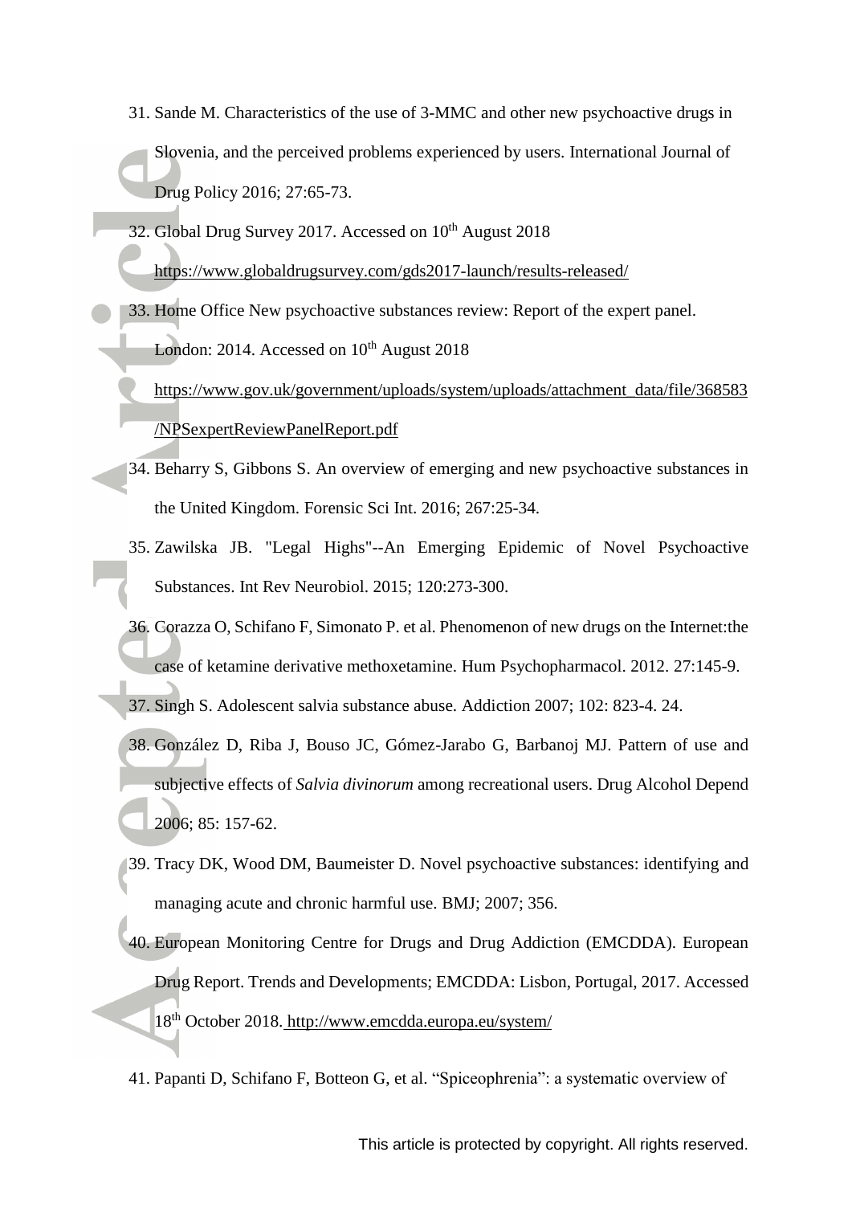31. Sande M. Characteristics of the use of 3-MMC and other new psychoactive drugs in Slovenia, and the perceived problems experienced by users. International Journal of Drug Policy 2016; 27:65-73.
32. Global Drug Survey 2017. Accessed on 10th August 2018 https://www.globaldrugsurvey.com/gds2017-launch/results-released/
33. Home Office New psychoactive substances review: Report of the expert panel. London: 2014. Accessed on 10th August 2018 https://www.gov.uk/government/uploads/system/uploads/attachment_data/file/368583/NPSexpertReviewPanelReport.pdf
34. Beharry S, Gibbons S. An overview of emerging and new psychoactive substances in the United Kingdom. Forensic Sci Int. 2016; 267:25-34.
35. Zawilska JB. "Legal Highs"--An Emerging Epidemic of Novel Psychoactive Substances. Int Rev Neurobiol. 2015; 120:273-300.
36. Corazza O, Schifano F, Simonato P. et al. Phenomenon of new drugs on the Internet:the case of ketamine derivative methoxetamine. Hum Psychopharmacol. 2012. 27:145-9.
37. Singh S. Adolescent salvia substance abuse. Addiction 2007; 102: 823-4. 24.
38. González D, Riba J, Bouso JC, Gómez-Jarabo G, Barbanoj MJ. Pattern of use and subjective effects of *Salvia divinorum* among recreational users. Drug Alcohol Depend 2006; 85: 157-62.
39. Tracy DK, Wood DM, Baumeister D. Novel psychoactive substances: identifying and managing acute and chronic harmful use. BMJ; 2007; 356.
40. European Monitoring Centre for Drugs and Drug Addiction (EMCDDA). European Drug Report. Trends and Developments; EMCDDA: Lisbon, Portugal, 2017. Accessed 18th October 2018. http://www.emcdda.europa.eu/system/
41. Papanti D, Schifano F, Botteon G, et al. "Spiceophrenia": a systematic overview of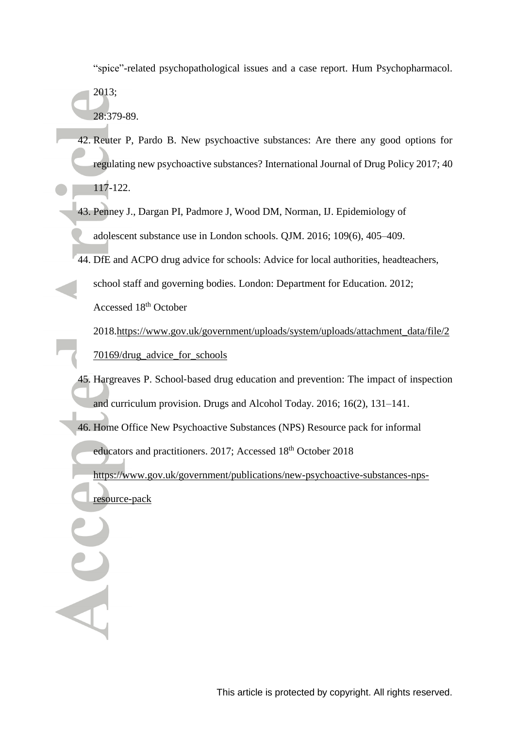"spice"-related psychopathological issues and a case report. Hum Psychopharmacol. 2013; 28:379-89.

42. Reuter P, Pardo B. New psychoactive substances: Are there any good options for regulating new psychoactive substances? International Journal of Drug Policy 2017; 40 117-122.
43. Penney J., Dargan PI, Padmore J, Wood DM, Norman, IJ. Epidemiology of adolescent substance use in London schools. QJM. 2016; 109(6), 405–409.
44. DfE and ACPO drug advice for schools: Advice for local authorities, headteachers, school staff and governing bodies. London: Department for Education. 2012; Accessed 18th October 2018.https://www.gov.uk/government/uploads/system/uploads/attachment_data/file/270169/drug_advice_for_schools
45. Hargreaves P. School-based drug education and prevention: The impact of inspection and curriculum provision. Drugs and Alcohol Today. 2016; 16(2), 131–141.
46. Home Office New Psychoactive Substances (NPS) Resource pack for informal educators and practitioners. 2017; Accessed 18th October 2018 https://www.gov.uk/government/publications/new-psychoactive-substances-nps-resource-pack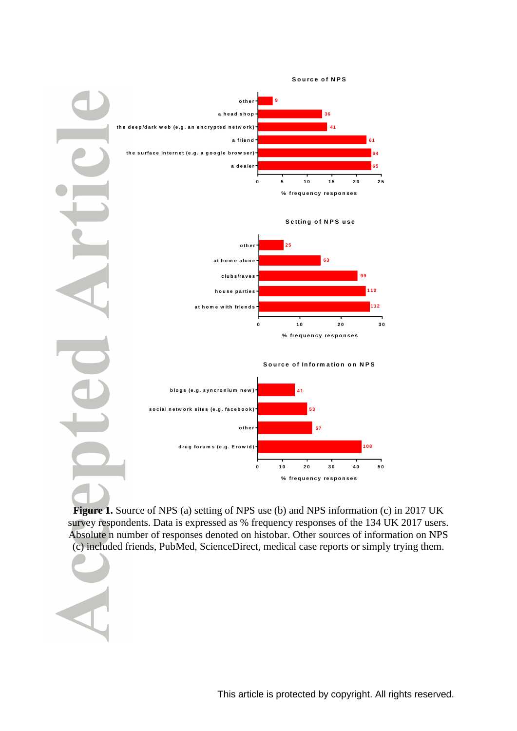**Figure 1.** Source of NPS (a) setting of NPS use (b) and NPS information (c) in 2017 UK survey respondents. Data is expressed as % frequency responses of the 134 UK 2017 users. Absolute n number of responses denoted on histobar. Other sources of information on NPS (c) included friends, PubMed, ScienceDirect, medical case reports or simply trying them.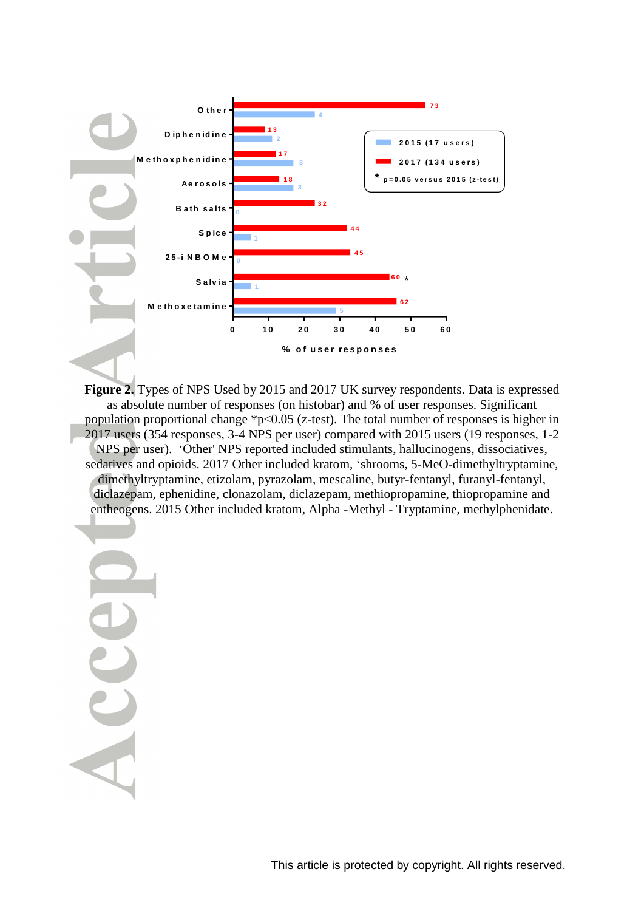**Figure 2.** Types of NPS Used by 2015 and 2017 UK survey respondents. Data is expressed as absolute number of responses (on histobar) and % of user responses. Significant population proportional change *p<0.05 (z-test). The total number of responses is higher in 2017 users (354 responses, 3-4 NPS per user) compared with 2015 users (19 responses, 1-2 NPS per user). 'Other' NPS reported included stimulants, hallucinogens, dissociatives, sedatives and opioids. 2017 Other included kratom, 'shrooms, 5-MeO-dimethyltryptamine, dimethyltryptamine, etizolam, pyrazolam, mescaline, butyr-fentanyl, furanyl-fentanyl, diclazepam, ephenidine, clonazolam, diclazepam, methiopropamine, thiopropamine and entheogens. 2015 Other included kratom, Alpha -Methyl - Tryptamine, methylphenidate.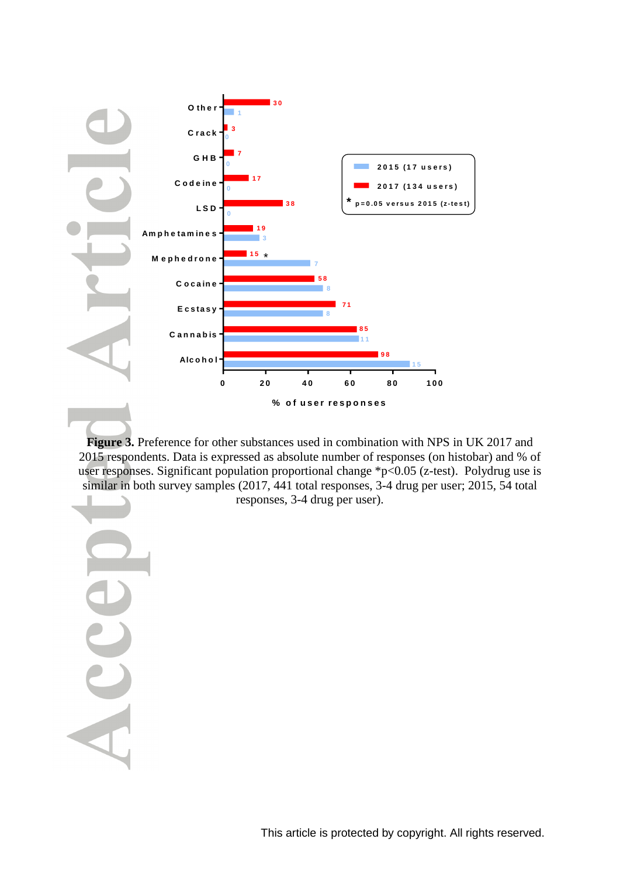**Figure 3.** Preference for other substances used in combination with NPS in UK 2017 and 2015 respondents. Data is expressed as absolute number of responses (on histobar) and % of user responses. Significant population proportional change *p<0.05 (z-test). Polydrug use is similar in both survey samples (2017, 441 total responses, 3-4 drug per user; 2015, 54 total responses, 3-4 drug per user).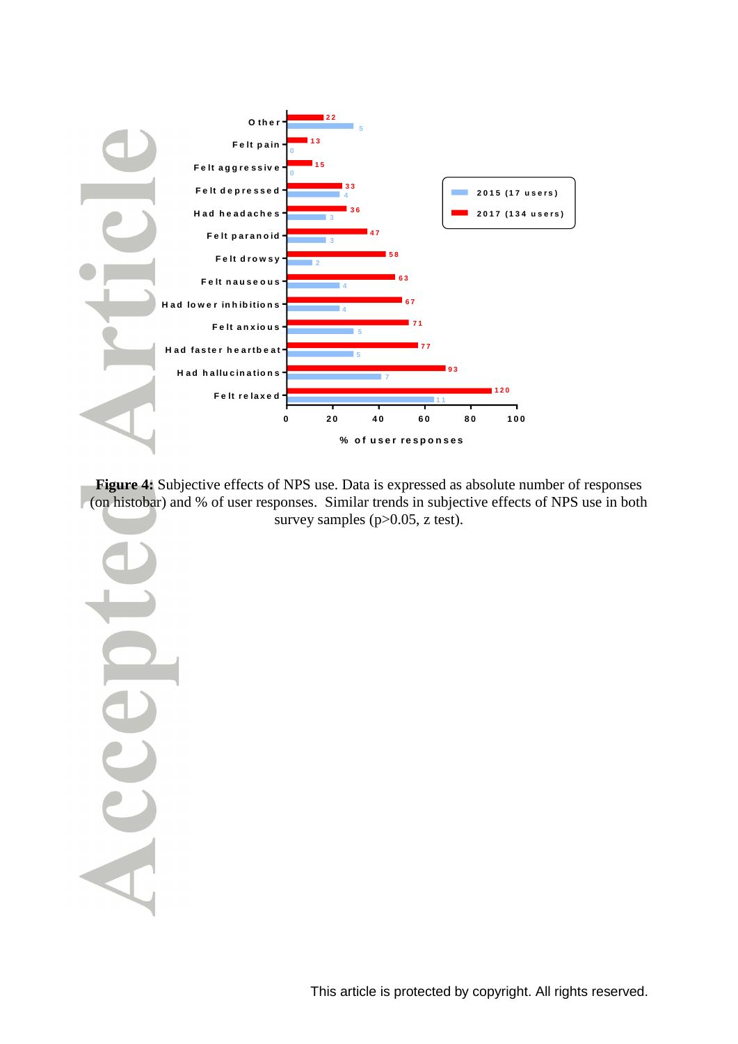**Figure 4:** Subjective effects of NPS use. Data is expressed as absolute number of responses (on histobar) and % of user responses. Similar trends in subjective effects of NPS use in both survey samples ($p>0.05$, z test).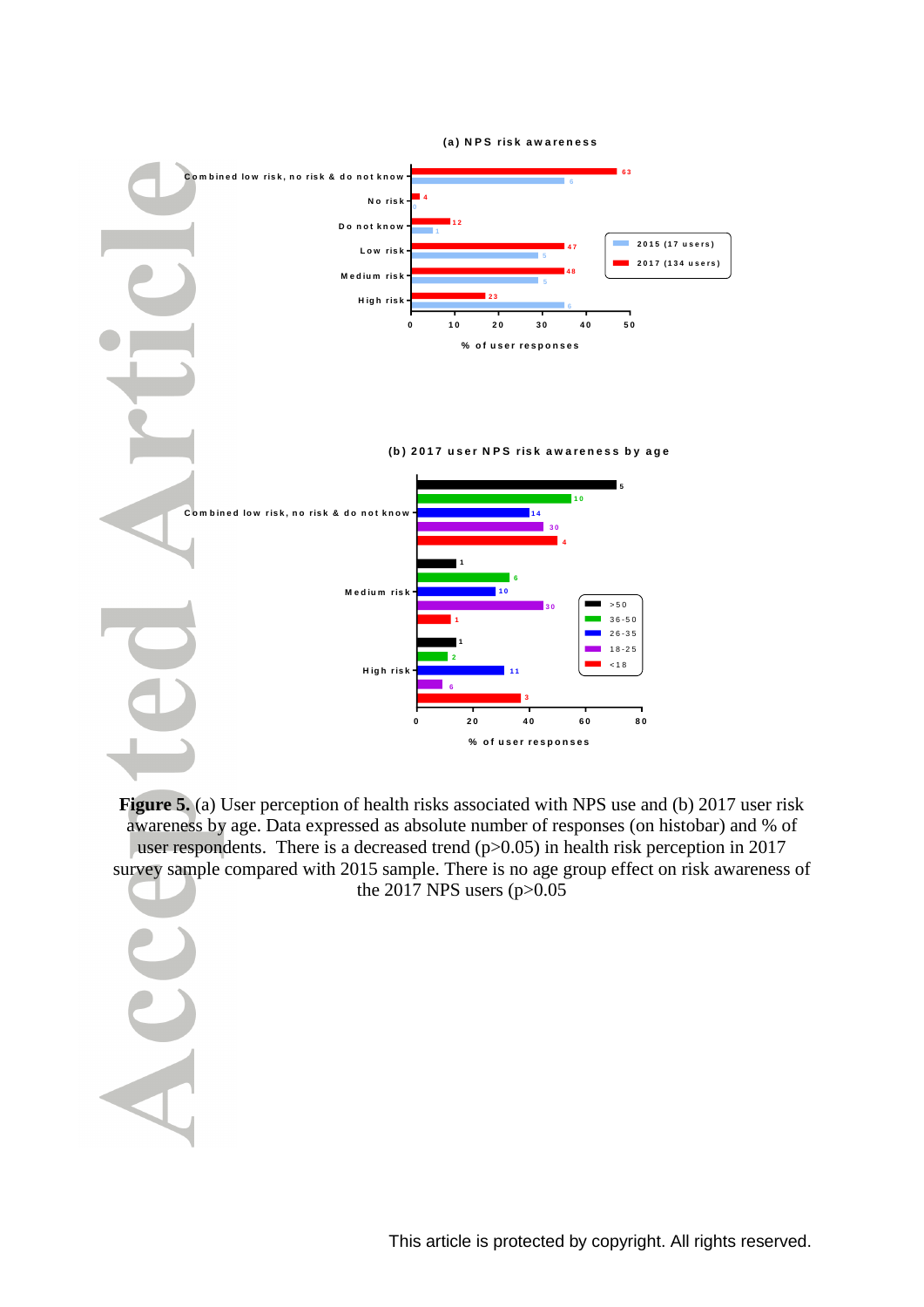**Figure 5.** (a) User perception of health risks associated with NPS use and (b) 2017 user risk awareness by age. Data expressed as absolute number of responses (on histobar) and % of user respondents. There is a decreased trend ($p>0.05$) in health risk perception in 2017 survey sample compared with 2015 sample. There is no age group effect on risk awareness of the 2017 NPS users ($p>0.05$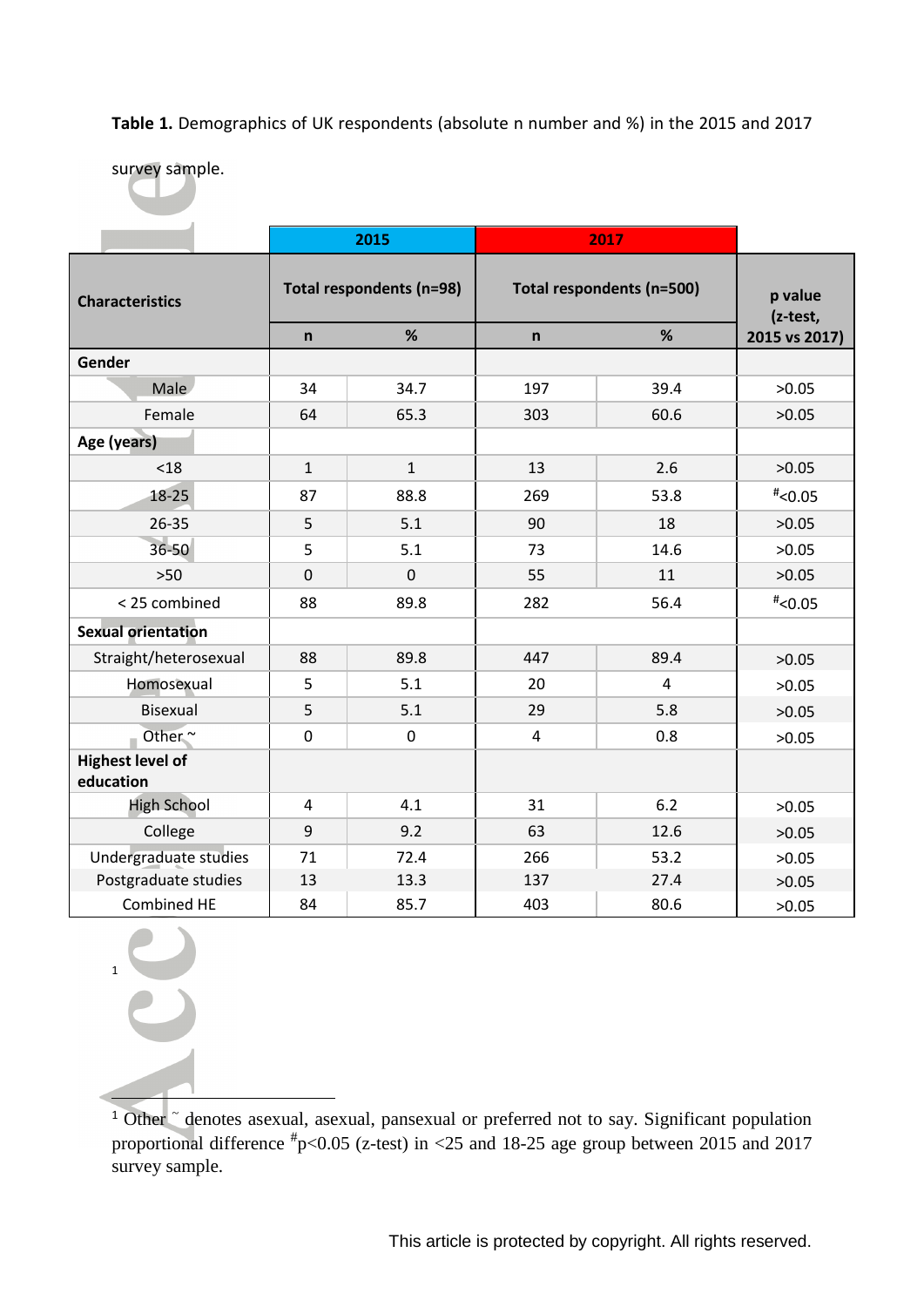**Table 1.** Demographics of UK respondents (absolute n number and %) in the 2015 and 2017 survey sample.

| Characteristics | 2015 Total respondents (n=98) | | 2017 Total respondents (n=500) | | p value (z-test, 2015 vs 2017) |
|---|---|---|---|---|---|
| | n | % | n | % | |
| **Gender** | | | | | |
| Male | 34 | 34.7 | 197 | 39.4 | >0.05 |
| Female | 64 | 65.3 | 303 | 60.6 | >0.05 |
| **Age (years)** | | | | | |
| <18 | 1 | 1 | 13 | 2.6 | >0.05 |
| 18-25 | 87 | 88.8 | 269 | 53.8 | #<0.05 |
| 26-35 | 5 | 5.1 | 90 | 18 | >0.05 |
| 36-50 | 5 | 5.1 | 73 | 14.6 | >0.05 |
| >50 | 0 | 0 | 55 | 11 | >0.05 |
| < 25 combined | 88 | 89.8 | 282 | 56.4 | #<0.05 |
| **Sexual orientation** | | | | | |
| Straight/heterosexual | 88 | 89.8 | 447 | 89.4 | >0.05 |
| Homosexual | 5 | 5.1 | 20 | 4 | >0.05 |
| Bisexual | 5 | 5.1 | 29 | 5.8 | >0.05 |
| Other ~ | 0 | 0 | 4 | 0.8 | >0.05 |
| **Highest level of education** | | | | | |
| High School | 4 | 4.1 | 31 | 6.2 | >0.05 |
| College | 9 | 9.2 | 63 | 12.6 | >0.05 |
| Undergraduate studies | 71 | 72.4 | 266 | 53.2 | >0.05 |
| Postgraduate studies | 13 | 13.3 | 137 | 27.4 | >0.05 |
| Combined HE | 84 | 85.7 | 403 | 80.6 | >0.05 |

[1]

[1] Other ~ denotes asexual, asexual, pansexual or preferred not to say. Significant population proportional difference #p<0.05 (z-test) in <25 and 18-25 age group between 2015 and 2017 survey sample.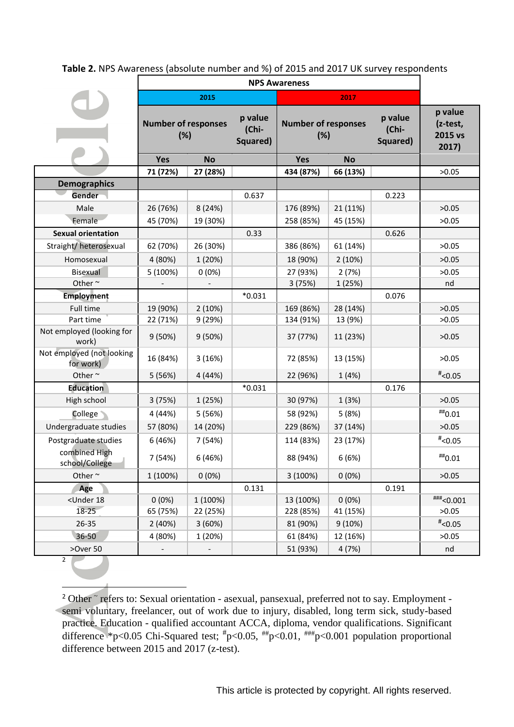**Table 2.** NPS Awareness (absolute number and %) of 2015 and 2017 UK survey respondents

| | NPS Awareness | | | | | | |
|---|---|---|---|---|---|---|---|
| | 2015 | | | 2017 | | | |
| | Number of responses (%) | | p value (Chi-Squared) | Number of responses (%) | | p value (Chi-Squared) | p value (z-test, 2015 vs 2017) |
| | Yes | No | | Yes | No | | |
| | 71 (72%) | 27 (28%) | | 434 (87%) | 66 (13%) | | >0.05 |
| **Demographics** | | | | | | | |
| **Gender** | | | 0.637 | | | 0.223 | |
| Male | 26 (76%) | 8 (24%) | | 176 (89%) | 21 (11%) | | >0.05 |
| Female | 45 (70%) | 19 (30%) | | 258 (85%) | 45 (15%) | | >0.05 |
| **Sexual orientation** | | | 0.33 | | | 0.626 | |
| Straight/ heterosexual | 62 (70%) | 26 (30%) | | 386 (86%) | 61 (14%) | | >0.05 |
| Homosexual | 4 (80%) | 1 (20%) | | 18 (90%) | 2 (10%) | | >0.05 |
| Bisexual | 5 (100%) | 0 (0%) | | 27 (93%) | 2 (7%) | | >0.05 |
| Other ~ | - | - | | 3 (75%) | 1 (25%) | | nd |
| **Employment** | | | *0.031 | | | 0.076 | |
| Full time | 19 (90%) | 2 (10%) | | 169 (86%) | 28 (14%) | | >0.05 |
| Part time | 22 (71%) | 9 (29%) | | 134 (91%) | 13 (9%) | | >0.05 |
| Not employed (looking for work) | 9 (50%) | 9 (50%) | | 37 (77%) | 11 (23%) | | >0.05 |
| Not employed (not looking for work) | 16 (84%) | 3 (16%) | | 72 (85%) | 13 (15%) | | >0.05 |
| Other ~ | 5 (56%) | 4 (44%) | | 22 (96%) | 1 (4%) | | #<0.05 |
| **Education** | | | *0.031 | | | 0.176 | |
| High school | 3 (75%) | 1 (25%) | | 30 (97%) | 1 (3%) | | >0.05 |
| College | 4 (44%) | 5 (56%) | | 58 (92%) | 5 (8%) | | ##0.01 |
| Undergraduate studies | 57 (80%) | 14 (20%) | | 229 (86%) | 37 (14%) | | >0.05 |
| Postgraduate studies | 6 (46%) | 7 (54%) | | 114 (83%) | 23 (17%) | | #<0.05 |
| combined High school/College | 7 (54%) | 6 (46%) | | 88 (94%) | 6 (6%) | | ##0.01 |
| Other ~ | 1 (100%) | 0 (0%) | | 3 (100%) | 0 (0%) | | >0.05 |
| **Age** | | | 0.131 | | | 0.191 | |
| <Under 18 | 0 (0%) | 1 (100%) | | 13 (100%) | 0 (0%) | | ###<0.001 |
| 18-25 | 65 (75%) | 22 (25%) | | 228 (85%) | 41 (15%) | | >0.05 |
| 26-35 | 2 (40%) | 3 (60%) | | 81 (90%) | 9 (10%) | | #<0.05 |
| 36-50 | 4 (80%) | 1 (20%) | | 61 (84%) | 12 (16%) | | >0.05 |
| >Over 50 | - | - | | 51 (93%) | 4 (7%) | | nd |

[2]

[2] Other ~ refers to: Sexual orientation - asexual, pansexual, preferred not to say. Employment - semi voluntary, freelancer, out of work due to injury, disabled, long term sick, study-based practice. Education - qualified accountant ACCA, diploma, vendor qualifications. Significant difference *$p<0.05$ Chi-Squared test; #$p<0.05$, ##$p<0.01$, ###$p<0.001$ population proportional difference between 2015 and 2017 (z-test).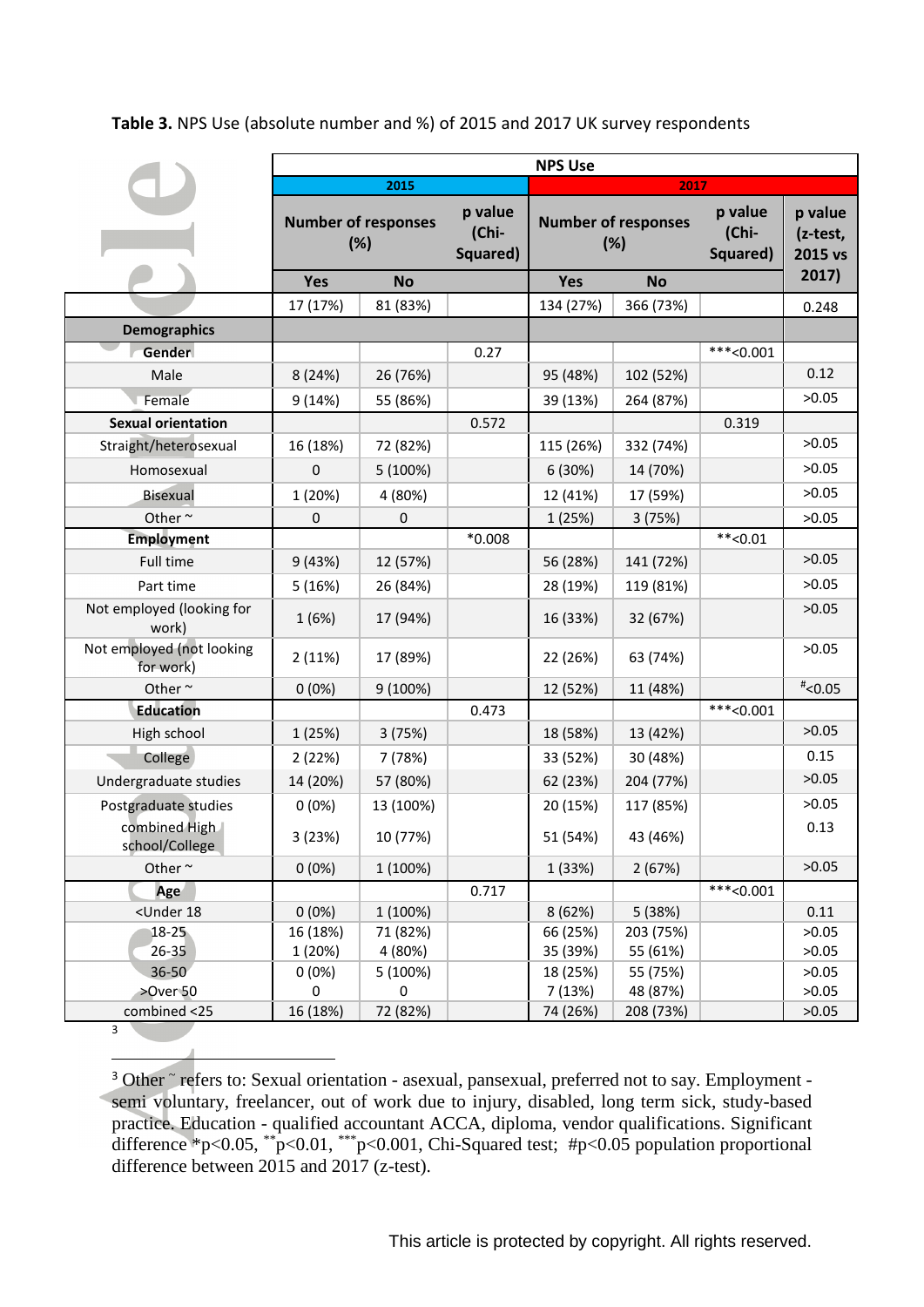**Table 3.** NPS Use (absolute number and %) of 2015 and 2017 UK survey respondents

| | NPS Use | | | | | | |
|---|---|---|---|---|---|---|---|
| | 2015 | | | 2017 | | | |
| | Number of responses (%) | | p value (Chi-Squared) | Number of responses (%) | | p value (Chi-Squared) | p value (z-test, 2015 vs 2017) |
| | Yes | No | | Yes | No | | |
| | 17 (17%) | 81 (83%) | | 134 (27%) | 366 (73%) | | 0.248 |
| **Demographics** | | | | | | | |
| **Gender** | | | 0.27 | | | ***<0.001 | |
| Male | 8 (24%) | 26 (76%) | | 95 (48%) | 102 (52%) | | 0.12 |
| Female | 9 (14%) | 55 (86%) | | 39 (13%) | 264 (87%) | | >0.05 |
| **Sexual orientation** | | | 0.572 | | | 0.319 | |
| Straight/heterosexual | 16 (18%) | 72 (82%) | | 115 (26%) | 332 (74%) | | >0.05 |
| Homosexual | 0 | 5 (100%) | | 6 (30%) | 14 (70%) | | >0.05 |
| Bisexual | 1 (20%) | 4 (80%) | | 12 (41%) | 17 (59%) | | >0.05 |
| Other ~ | 0 | 0 | | 1 (25%) | 3 (75%) | | >0.05 |
| **Employment** | | | *0.008 | | | **<0.01 | |
| Full time | 9 (43%) | 12 (57%) | | 56 (28%) | 141 (72%) | | >0.05 |
| Part time | 5 (16%) | 26 (84%) | | 28 (19%) | 119 (81%) | | >0.05 |
| Not employed (looking for work) | 1 (6%) | 17 (94%) | | 16 (33%) | 32 (67%) | | >0.05 |
| Not employed (not looking for work) | 2 (11%) | 17 (89%) | | 22 (26%) | 63 (74%) | | >0.05 |
| Other ~ | 0 (0%) | 9 (100%) | | 12 (52%) | 11 (48%) | | #<0.05 |
| **Education** | | | 0.473 | | | ***<0.001 | |
| High school | 1 (25%) | 3 (75%) | | 18 (58%) | 13 (42%) | | >0.05 |
| College | 2 (22%) | 7 (78%) | | 33 (52%) | 30 (48%) | | 0.15 |
| Undergraduate studies | 14 (20%) | 57 (80%) | | 62 (23%) | 204 (77%) | | >0.05 |
| Postgraduate studies | 0 (0%) | 13 (100%) | | 20 (15%) | 117 (85%) | | >0.05 |
| combined High school/College | 3 (23%) | 10 (77%) | | 51 (54%) | 43 (46%) | | 0.13 |
| Other ~ | 0 (0%) | 1 (100%) | | 1 (33%) | 2 (67%) | | >0.05 |
| **Age** | | | 0.717 | | | ***<0.001 | |
| <Under 18 | 0 (0%) | 1 (100%) | | 8 (62%) | 5 (38%) | | 0.11 |
| 18-25 | 16 (18%) | 71 (82%) | | 66 (25%) | 203 (75%) | | >0.05 |
| 26-35 | 1 (20%) | 4 (80%) | | 35 (39%) | 55 (61%) | | >0.05 |
| 36-50 | 0 (0%) | 5 (100%) | | 18 (25%) | 55 (75%) | | >0.05 |
| >Over 50 | 0 | 0 | | 7 (13%) | 48 (87%) | | >0.05 |
| combined <25 | 16 (18%) | 72 (82%) | | 74 (26%) | 208 (73%) | | >0.05 |

[3]

[3] Other ˜ refers to: Sexual orientation - asexual, pansexual, preferred not to say. Employment - semi voluntary, freelancer, out of work due to injury, disabled, long term sick, study-based practice. Education - qualified accountant ACCA, diploma, vendor qualifications. Significant difference *$p<0.05$, **$p<0.01$, ***$p<0.001$, Chi-Squared test; #$p<0.05$ population proportional difference between 2015 and 2017 (z-test).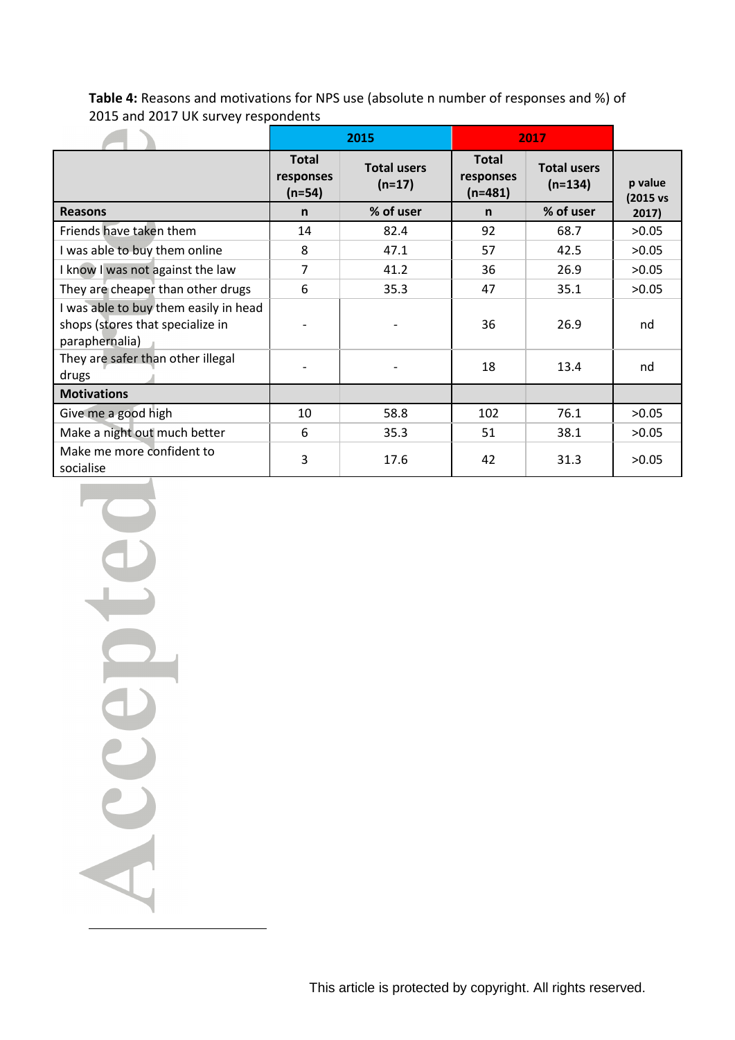**Table 4:** Reasons and motivations for NPS use (absolute n number of responses and %) of 2015 and 2017 UK survey respondents

| | 2015 | | 2017 | | |
|---|---|---|---|---|---|
| | Total responses (n=54) | Total users (n=17) | Total responses (n=481) | Total users (n=134) | p value (2015 vs 2017) |
| **Reasons** | **n** | **% of user** | **n** | **% of user** | |
| Friends have taken them | 14 | 82.4 | 92 | 68.7 | >0.05 |
| I was able to buy them online | 8 | 47.1 | 57 | 42.5 | >0.05 |
| I know I was not against the law | 7 | 41.2 | 36 | 26.9 | >0.05 |
| They are cheaper than other drugs | 6 | 35.3 | 47 | 35.1 | >0.05 |
| I was able to buy them easily in head shops (stores that specialize in paraphernalia) | - | - | 36 | 26.9 | nd |
| They are safer than other illegal drugs | - | - | 18 | 13.4 | nd |
| **Motivations** | | | | | |
| Give me a good high | 10 | 58.8 | 102 | 76.1 | >0.05 |
| Make a night out much better | 6 | 35.3 | 51 | 38.1 | >0.05 |
| Make me more confident to socialise | 3 | 17.6 | 42 | 31.3 | >0.05 |